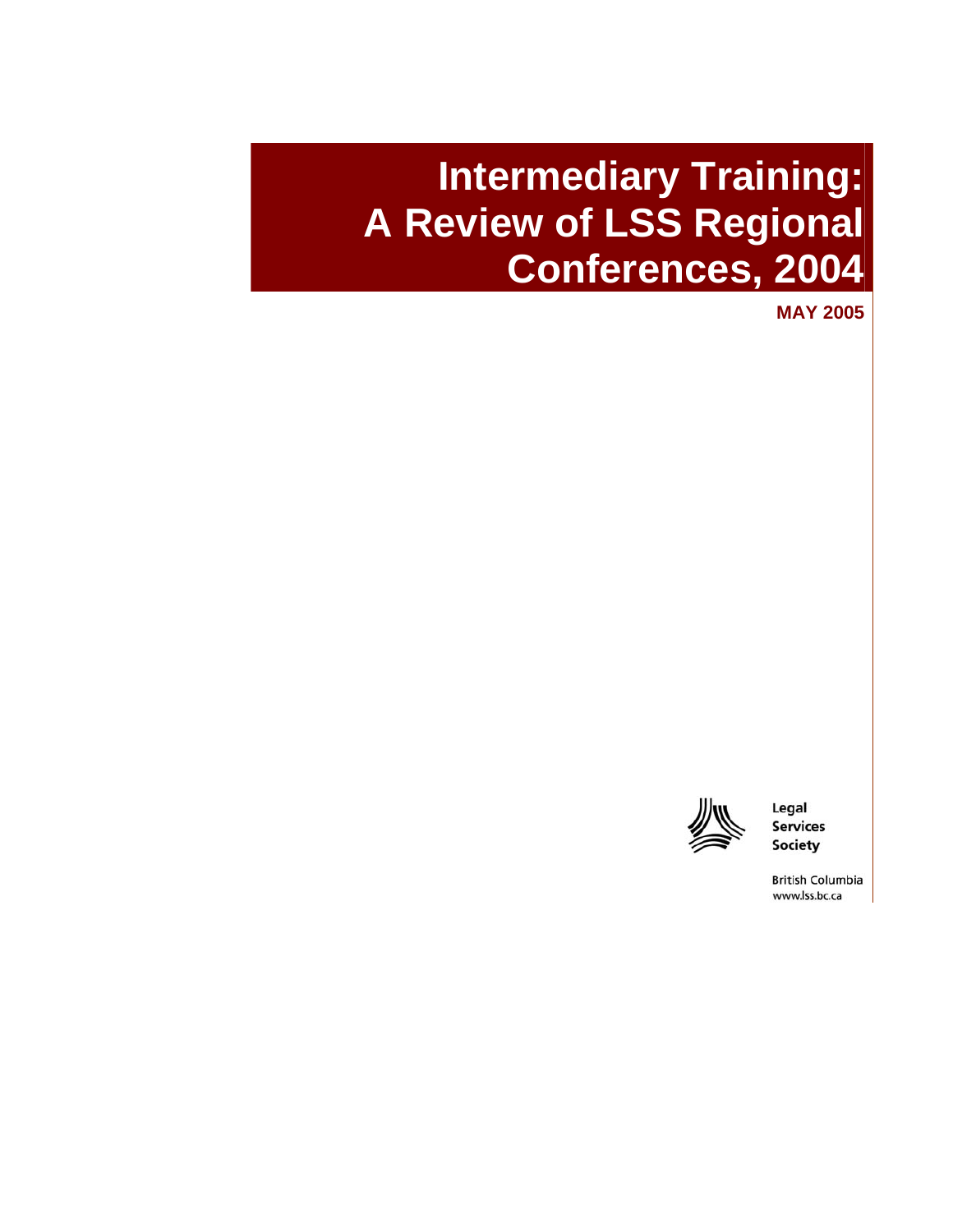# Intermediary Training: A Review of LSS Regional Conferences, 2004

**MAY 2005**

Legal
Services
Society

British Columbia
www.lss.bc.ca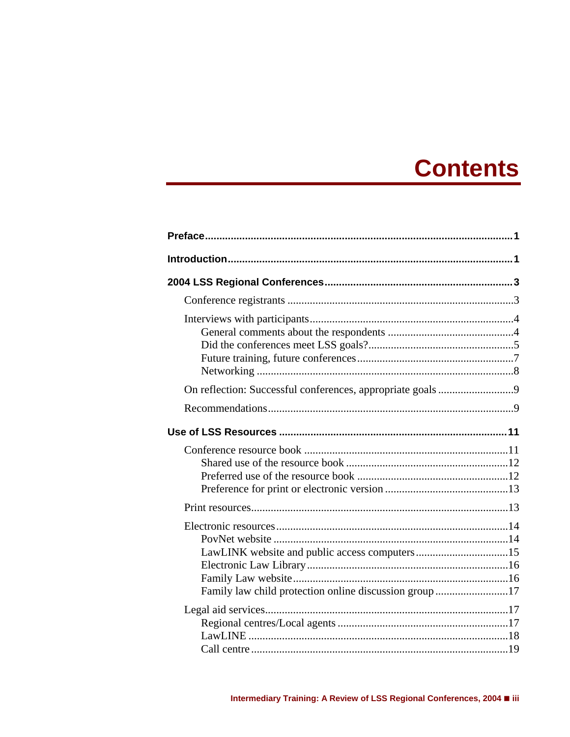# Contents

**Preface** .......... **1**

**Introduction** .......... **1**

**2004 LSS Regional Conferences** .......... **3**

- Conference registrants .......... 3
- Interviews with participants .......... 4
  - General comments about the respondents .......... 4
  - Did the conferences meet LSS goals? .......... 5
  - Future training, future conferences .......... 7
  - Networking .......... 8
- On reflection: Successful conferences, appropriate goals .......... 9
- Recommendations .......... 9

**Use of LSS Resources** .......... **11**

- Conference resource book .......... 11
  - Shared use of the resource book .......... 12
  - Preferred use of the resource book .......... 12
  - Preference for print or electronic version .......... 13
- Print resources .......... 13
- Electronic resources .......... 14
  - PovNet website .......... 14
  - LawLINK website and public access computers .......... 15
  - Electronic Law Library .......... 16
  - Family Law website .......... 16
  - Family law child protection online discussion group .......... 17
- Legal aid services .......... 17
  - Regional centres/Local agents .......... 17
  - LawLINE .......... 18
  - Call centre .......... 19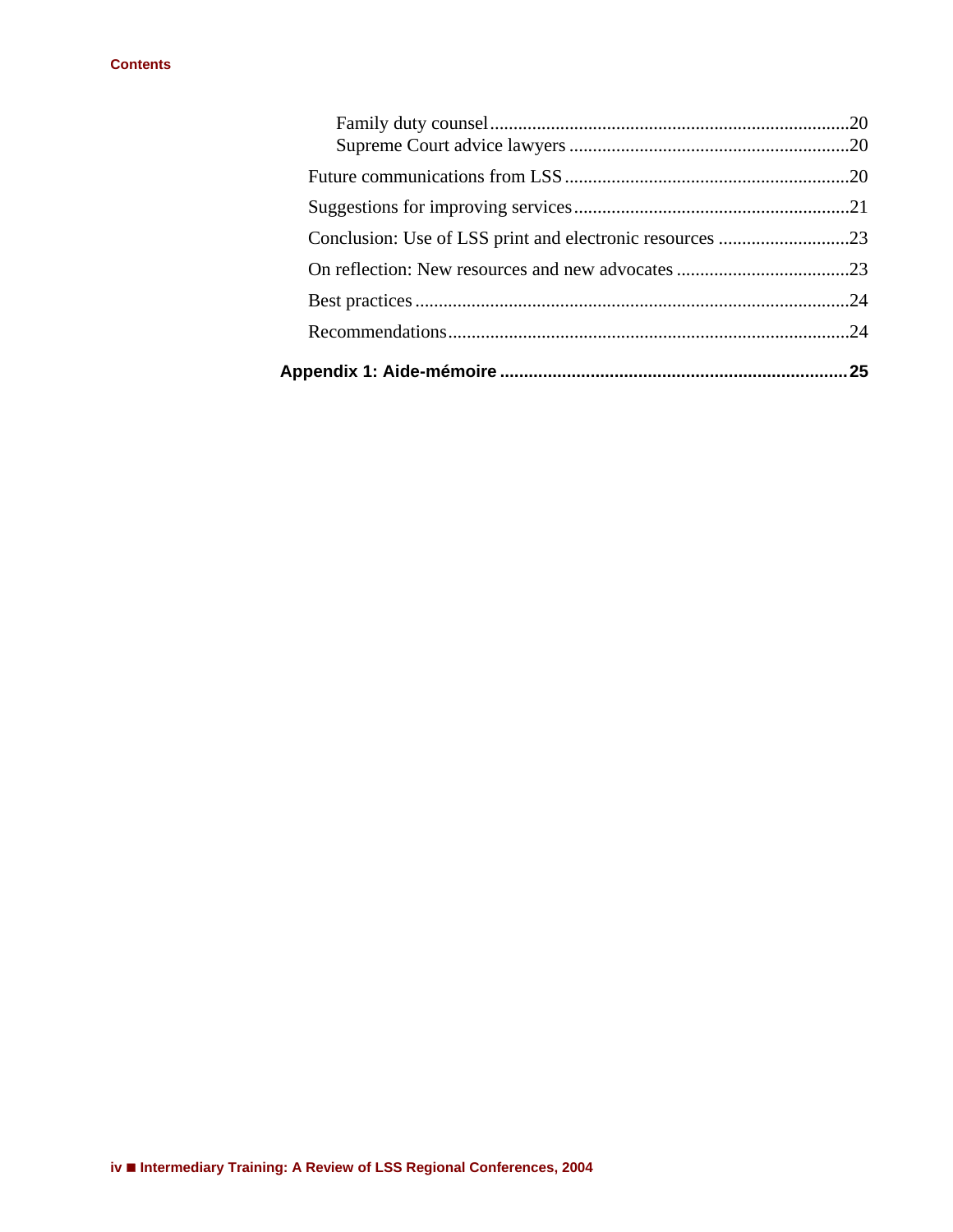Family duty counsel ............................................................................20
Supreme Court advice lawyers ............................................................20

Future communications from LSS .............................................................20

Suggestions for improving services ...........................................................21

Conclusion: Use of LSS print and electronic resources ............................23

On reflection: New resources and new advocates .....................................23

Best practices ............................................................................................24

Recommendations.....................................................................................24

**Appendix 1: Aide-mémoire .........................................................................25**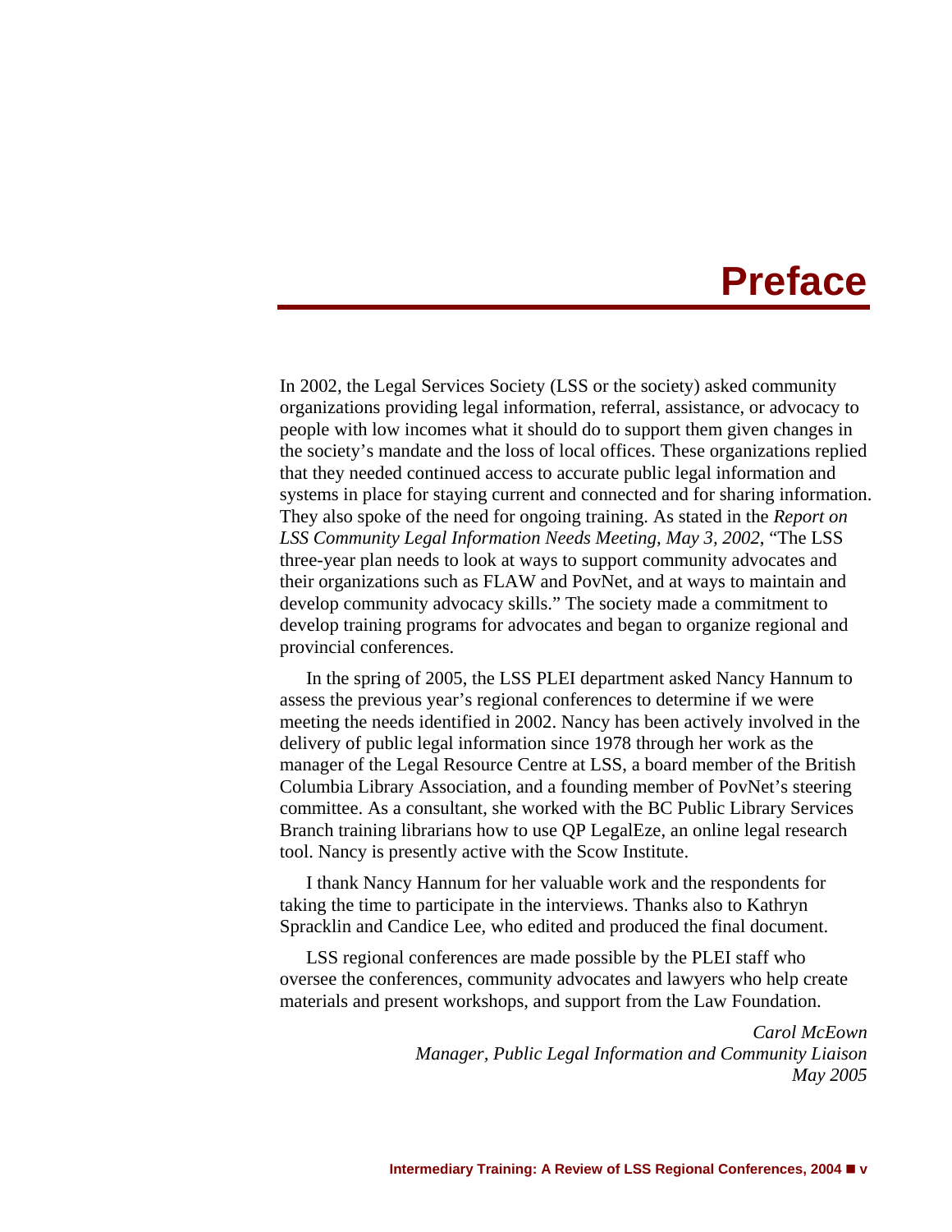# Preface

In 2002, the Legal Services Society (LSS or the society) asked community organizations providing legal information, referral, assistance, or advocacy to people with low incomes what it should do to support them given changes in the society's mandate and the loss of local offices. These organizations replied that they needed continued access to accurate public legal information and systems in place for staying current and connected and for sharing information. They also spoke of the need for ongoing training. As stated in the *Report on LSS Community Legal Information Needs Meeting, May 3, 2002*, "The LSS three-year plan needs to look at ways to support community advocates and their organizations such as FLAW and PovNet, and at ways to maintain and develop community advocacy skills." The society made a commitment to develop training programs for advocates and began to organize regional and provincial conferences.

In the spring of 2005, the LSS PLEI department asked Nancy Hannum to assess the previous year's regional conferences to determine if we were meeting the needs identified in 2002. Nancy has been actively involved in the delivery of public legal information since 1978 through her work as the manager of the Legal Resource Centre at LSS, a board member of the British Columbia Library Association, and a founding member of PovNet's steering committee. As a consultant, she worked with the BC Public Library Services Branch training librarians how to use QP LegalEze, an online legal research tool. Nancy is presently active with the Scow Institute.

I thank Nancy Hannum for her valuable work and the respondents for taking the time to participate in the interviews. Thanks also to Kathryn Spracklin and Candice Lee, who edited and produced the final document.

LSS regional conferences are made possible by the PLEI staff who oversee the conferences, community advocates and lawyers who help create materials and present workshops, and support from the Law Foundation.

*Carol McEown*
*Manager, Public Legal Information and Community Liaison*
*May 2005*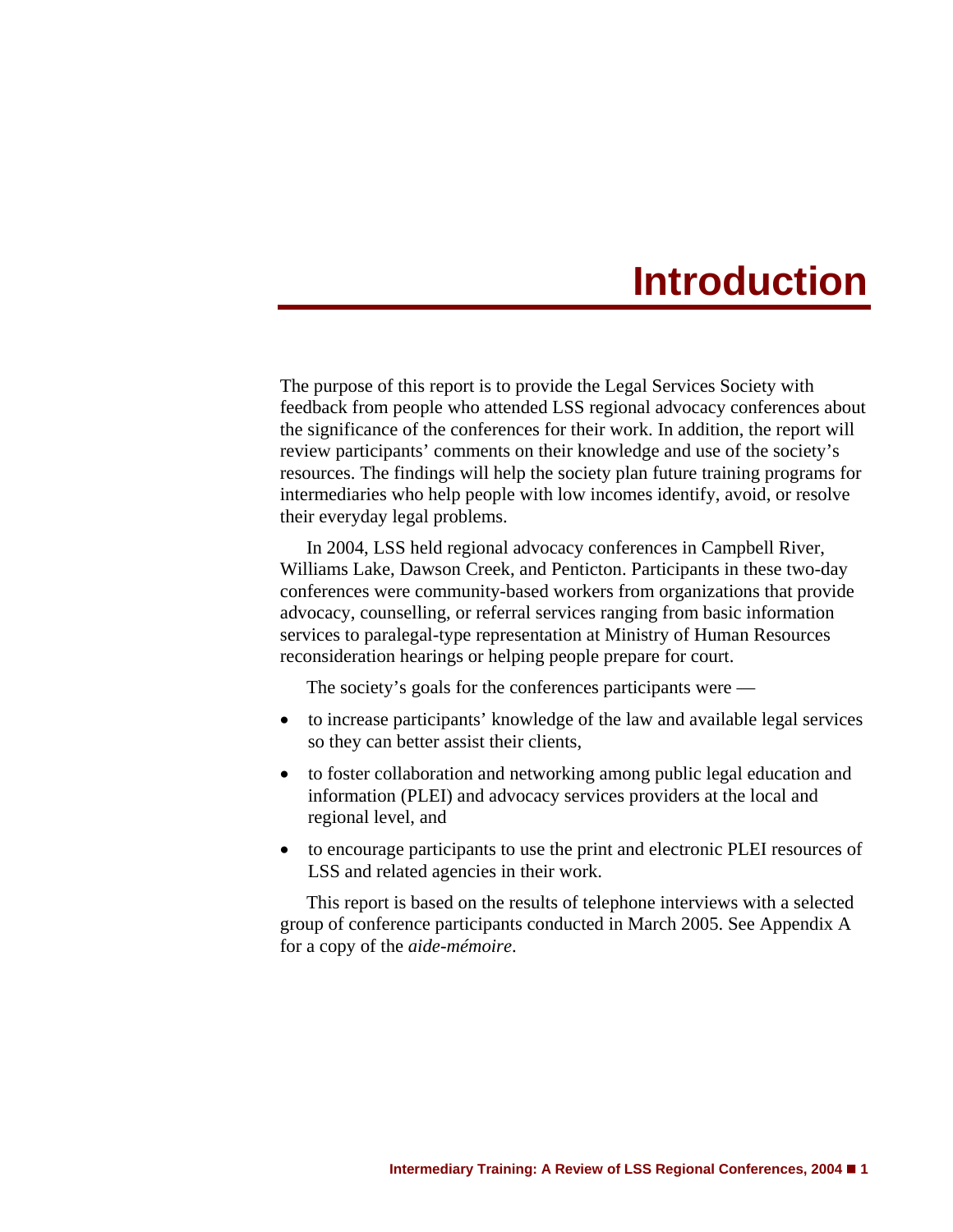# Introduction

The purpose of this report is to provide the Legal Services Society with feedback from people who attended LSS regional advocacy conferences about the significance of the conferences for their work. In addition, the report will review participants' comments on their knowledge and use of the society's resources. The findings will help the society plan future training programs for intermediaries who help people with low incomes identify, avoid, or resolve their everyday legal problems.

In 2004, LSS held regional advocacy conferences in Campbell River, Williams Lake, Dawson Creek, and Penticton. Participants in these two-day conferences were community-based workers from organizations that provide advocacy, counselling, or referral services ranging from basic information services to paralegal-type representation at Ministry of Human Resources reconsideration hearings or helping people prepare for court.

The society's goals for the conferences participants were —

- to increase participants' knowledge of the law and available legal services so they can better assist their clients,
- to foster collaboration and networking among public legal education and information (PLEI) and advocacy services providers at the local and regional level, and
- to encourage participants to use the print and electronic PLEI resources of LSS and related agencies in their work.

This report is based on the results of telephone interviews with a selected group of conference participants conducted in March 2005. See Appendix A for a copy of the *aide-mémoire*.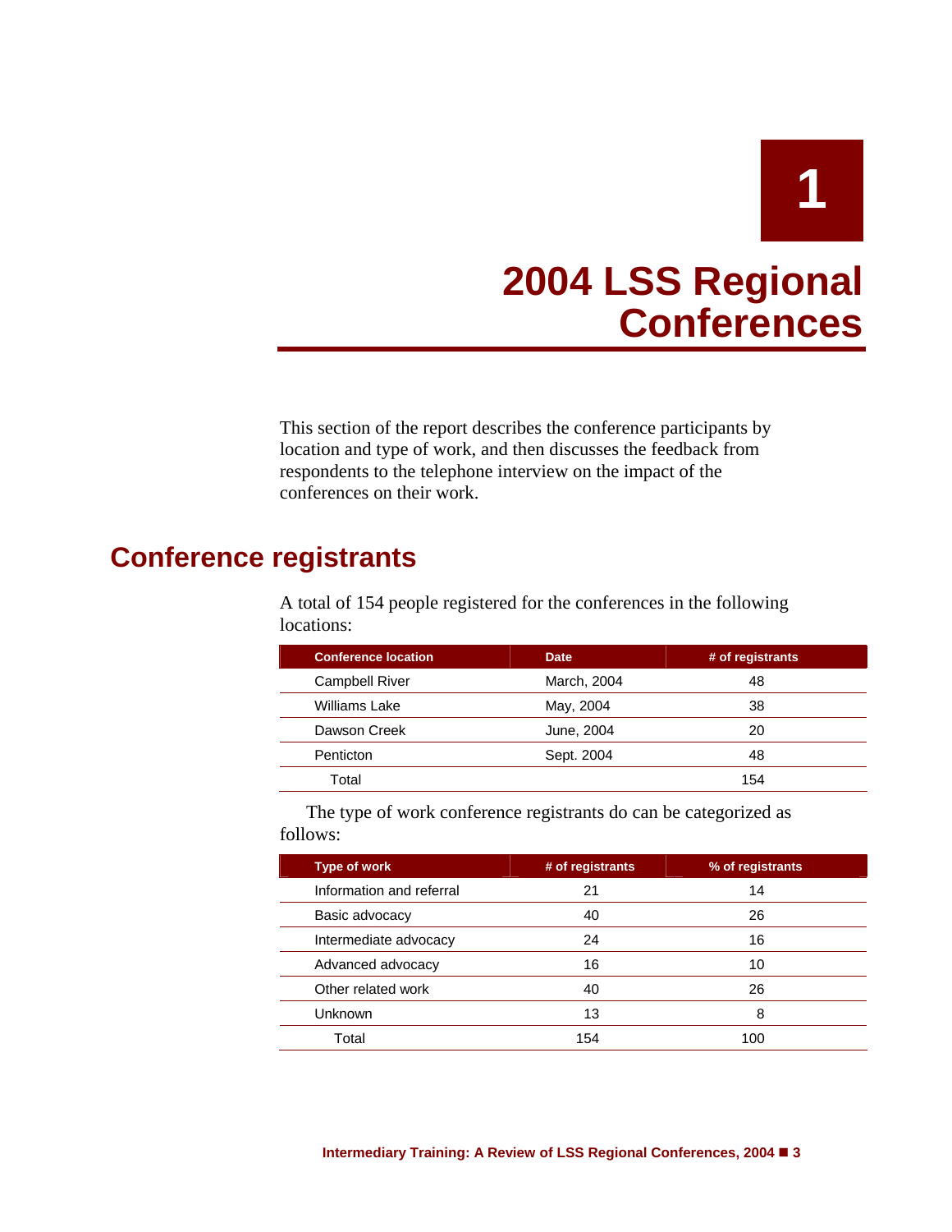# 1

# 2004 LSS Regional Conferences

This section of the report describes the conference participants by location and type of work, and then discusses the feedback from respondents to the telephone interview on the impact of the conferences on their work.

## Conference registrants

A total of 154 people registered for the conferences in the following locations:

| Conference location | Date | # of registrants |
|---|---|---|
| Campbell River | March, 2004 | 48 |
| Williams Lake | May, 2004 | 38 |
| Dawson Creek | June, 2004 | 20 |
| Penticton | Sept. 2004 | 48 |
| Total | | 154 |

The type of work conference registrants do can be categorized as follows:

| Type of work | # of registrants | % of registrants |
|---|---|---|
| Information and referral | 21 | 14 |
| Basic advocacy | 40 | 26 |
| Intermediate advocacy | 24 | 16 |
| Advanced advocacy | 16 | 10 |
| Other related work | 40 | 26 |
| Unknown | 13 | 8 |
| Total | 154 | 100 |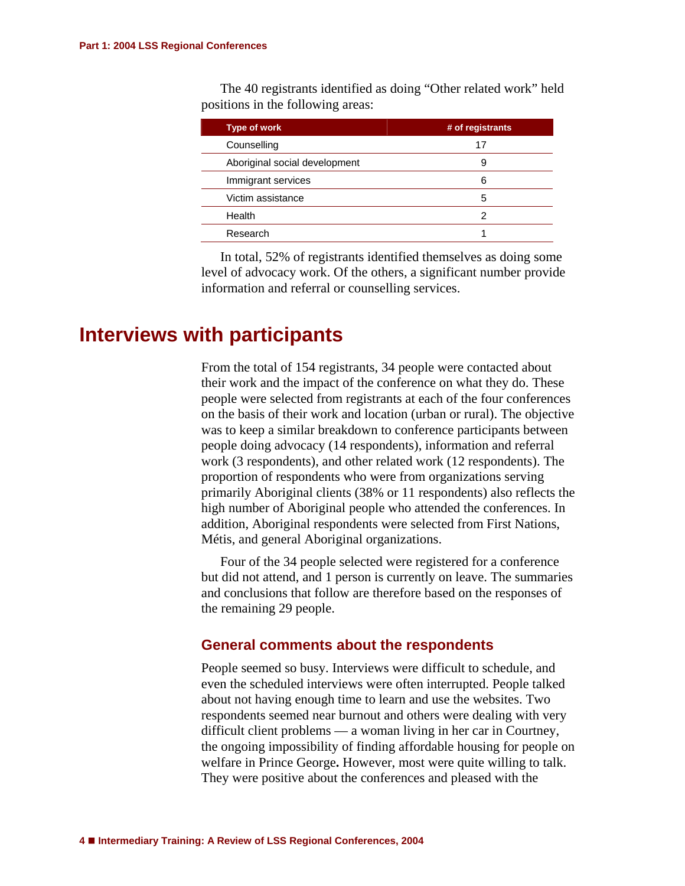The 40 registrants identified as doing "Other related work" held positions in the following areas:

| Type of work | # of registrants |
|---|---|
| Counselling | 17 |
| Aboriginal social development | 9 |
| Immigrant services | 6 |
| Victim assistance | 5 |
| Health | 2 |
| Research | 1 |

In total, 52% of registrants identified themselves as doing some level of advocacy work. Of the others, a significant number provide information and referral or counselling services.

## Interviews with participants

From the total of 154 registrants, 34 people were contacted about their work and the impact of the conference on what they do. These people were selected from registrants at each of the four conferences on the basis of their work and location (urban or rural). The objective was to keep a similar breakdown to conference participants between people doing advocacy (14 respondents), information and referral work (3 respondents), and other related work (12 respondents). The proportion of respondents who were from organizations serving primarily Aboriginal clients (38% or 11 respondents) also reflects the high number of Aboriginal people who attended the conferences. In addition, Aboriginal respondents were selected from First Nations, Métis, and general Aboriginal organizations.

Four of the 34 people selected were registered for a conference but did not attend, and 1 person is currently on leave. The summaries and conclusions that follow are therefore based on the responses of the remaining 29 people.

### General comments about the respondents

People seemed so busy. Interviews were difficult to schedule, and even the scheduled interviews were often interrupted. People talked about not having enough time to learn and use the websites. Two respondents seemed near burnout and others were dealing with very difficult client problems — a woman living in her car in Courtney, the ongoing impossibility of finding affordable housing for people on welfare in Prince George. However, most were quite willing to talk. They were positive about the conferences and pleased with the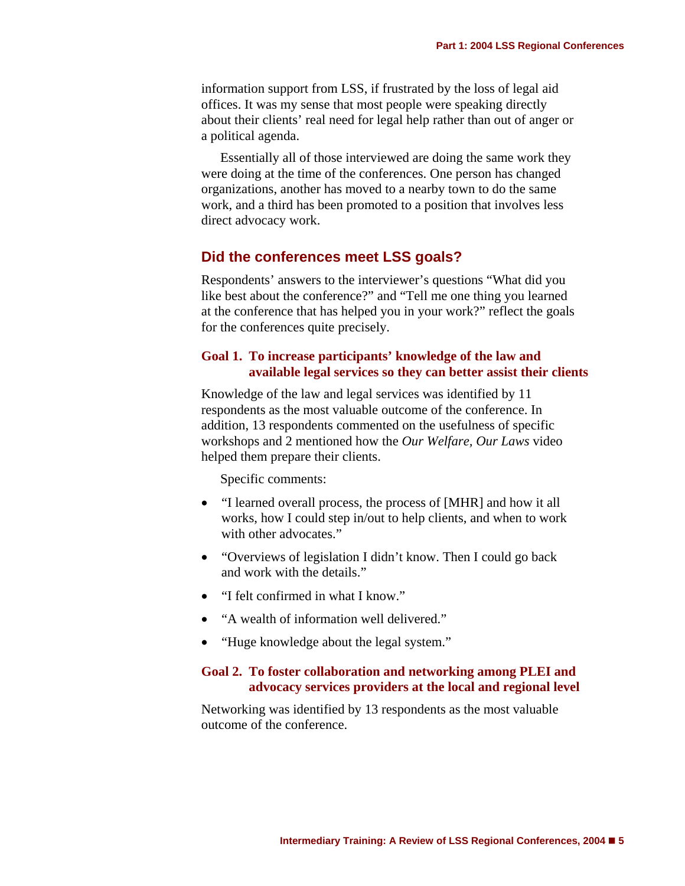information support from LSS, if frustrated by the loss of legal aid offices. It was my sense that most people were speaking directly about their clients' real need for legal help rather than out of anger or a political agenda.

Essentially all of those interviewed are doing the same work they were doing at the time of the conferences. One person has changed organizations, another has moved to a nearby town to do the same work, and a third has been promoted to a position that involves less direct advocacy work.

## Did the conferences meet LSS goals?

Respondents' answers to the interviewer's questions "What did you like best about the conference?" and "Tell me one thing you learned at the conference that has helped you in your work?" reflect the goals for the conferences quite precisely.

### Goal 1. To increase participants' knowledge of the law and available legal services so they can better assist their clients

Knowledge of the law and legal services was identified by 11 respondents as the most valuable outcome of the conference. In addition, 13 respondents commented on the usefulness of specific workshops and 2 mentioned how the *Our Welfare, Our Laws* video helped them prepare their clients.

Specific comments:

- "I learned overall process, the process of [MHR] and how it all works, how I could step in/out to help clients, and when to work with other advocates."
- "Overviews of legislation I didn't know. Then I could go back and work with the details."
- "I felt confirmed in what I know."
- "A wealth of information well delivered."
- "Huge knowledge about the legal system."

### Goal 2. To foster collaboration and networking among PLEI and advocacy services providers at the local and regional level

Networking was identified by 13 respondents as the most valuable outcome of the conference.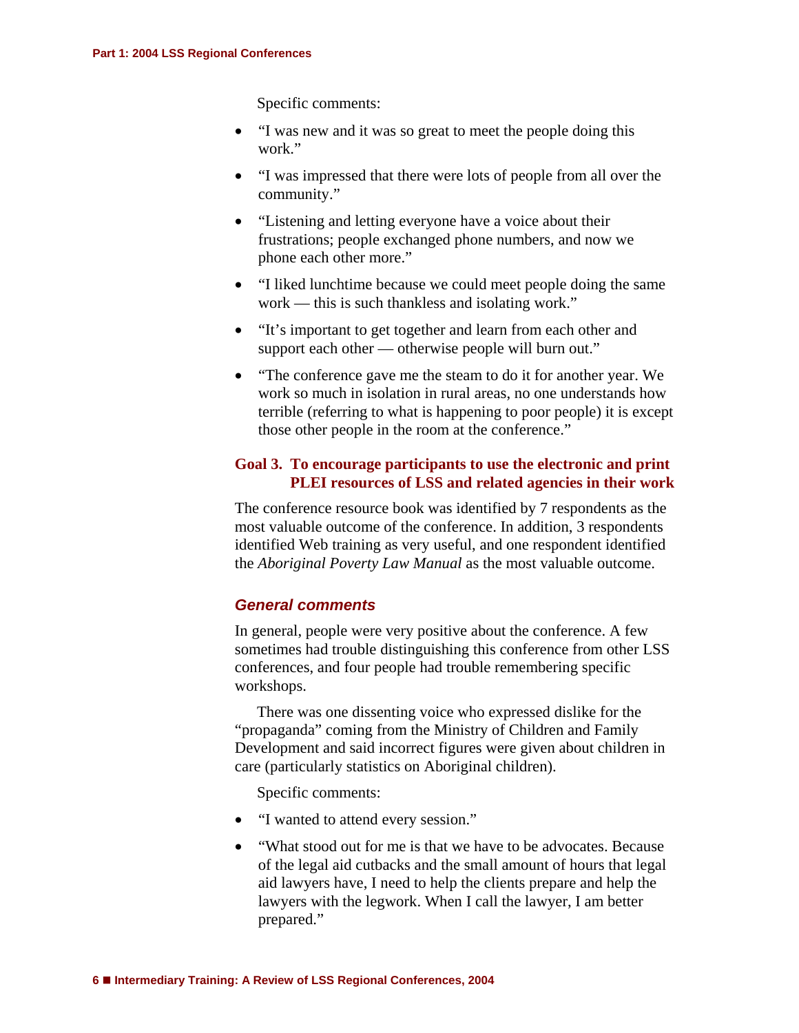Specific comments:

- "I was new and it was so great to meet the people doing this work."
- "I was impressed that there were lots of people from all over the community."
- "Listening and letting everyone have a voice about their frustrations; people exchanged phone numbers, and now we phone each other more."
- "I liked lunchtime because we could meet people doing the same work — this is such thankless and isolating work."
- "It's important to get together and learn from each other and support each other — otherwise people will burn out."
- "The conference gave me the steam to do it for another year. We work so much in isolation in rural areas, no one understands how terrible (referring to what is happening to poor people) it is except those other people in the room at the conference."

### Goal 3. To encourage participants to use the electronic and print PLEI resources of LSS and related agencies in their work

The conference resource book was identified by 7 respondents as the most valuable outcome of the conference. In addition, 3 respondents identified Web training as very useful, and one respondent identified the *Aboriginal Poverty Law Manual* as the most valuable outcome.

### *General comments*

In general, people were very positive about the conference. A few sometimes had trouble distinguishing this conference from other LSS conferences, and four people had trouble remembering specific workshops.

There was one dissenting voice who expressed dislike for the "propaganda" coming from the Ministry of Children and Family Development and said incorrect figures were given about children in care (particularly statistics on Aboriginal children).

Specific comments:

- "I wanted to attend every session."
- "What stood out for me is that we have to be advocates. Because of the legal aid cutbacks and the small amount of hours that legal aid lawyers have, I need to help the clients prepare and help the lawyers with the legwork. When I call the lawyer, I am better prepared."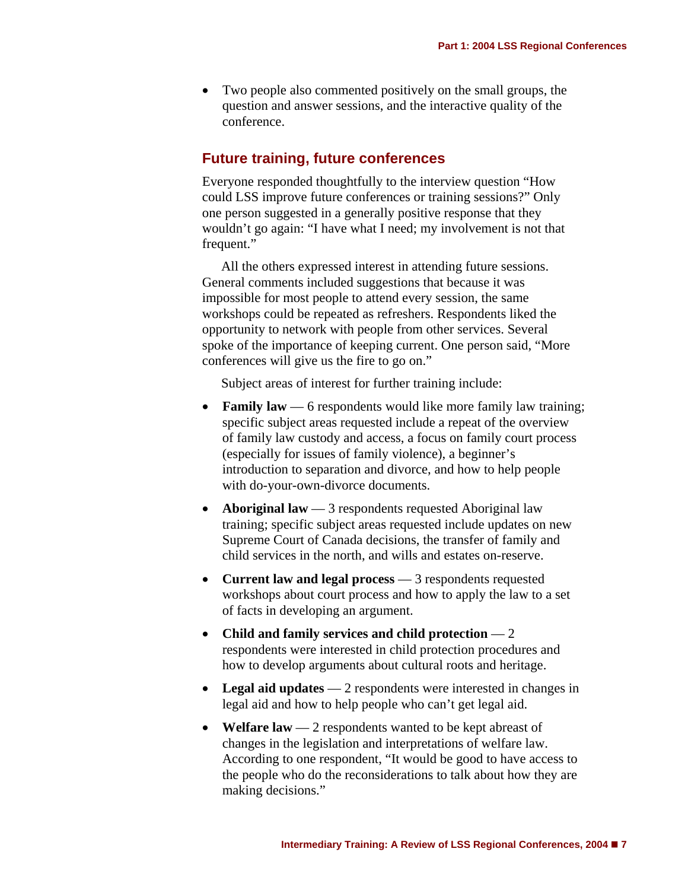- Two people also commented positively on the small groups, the question and answer sessions, and the interactive quality of the conference.

## Future training, future conferences

Everyone responded thoughtfully to the interview question "How could LSS improve future conferences or training sessions?" Only one person suggested in a generally positive response that they wouldn't go again: "I have what I need; my involvement is not that frequent."

All the others expressed interest in attending future sessions. General comments included suggestions that because it was impossible for most people to attend every session, the same workshops could be repeated as refreshers. Respondents liked the opportunity to network with people from other services. Several spoke of the importance of keeping current. One person said, "More conferences will give us the fire to go on."

Subject areas of interest for further training include:

- **Family law** — 6 respondents would like more family law training; specific subject areas requested include a repeat of the overview of family law custody and access, a focus on family court process (especially for issues of family violence), a beginner's introduction to separation and divorce, and how to help people with do-your-own-divorce documents.
- **Aboriginal law** — 3 respondents requested Aboriginal law training; specific subject areas requested include updates on new Supreme Court of Canada decisions, the transfer of family and child services in the north, and wills and estates on-reserve.
- **Current law and legal process** — 3 respondents requested workshops about court process and how to apply the law to a set of facts in developing an argument.
- **Child and family services and child protection** — 2 respondents were interested in child protection procedures and how to develop arguments about cultural roots and heritage.
- **Legal aid updates** — 2 respondents were interested in changes in legal aid and how to help people who can't get legal aid.
- **Welfare law** — 2 respondents wanted to be kept abreast of changes in the legislation and interpretations of welfare law. According to one respondent, "It would be good to have access to the people who do the reconsiderations to talk about how they are making decisions."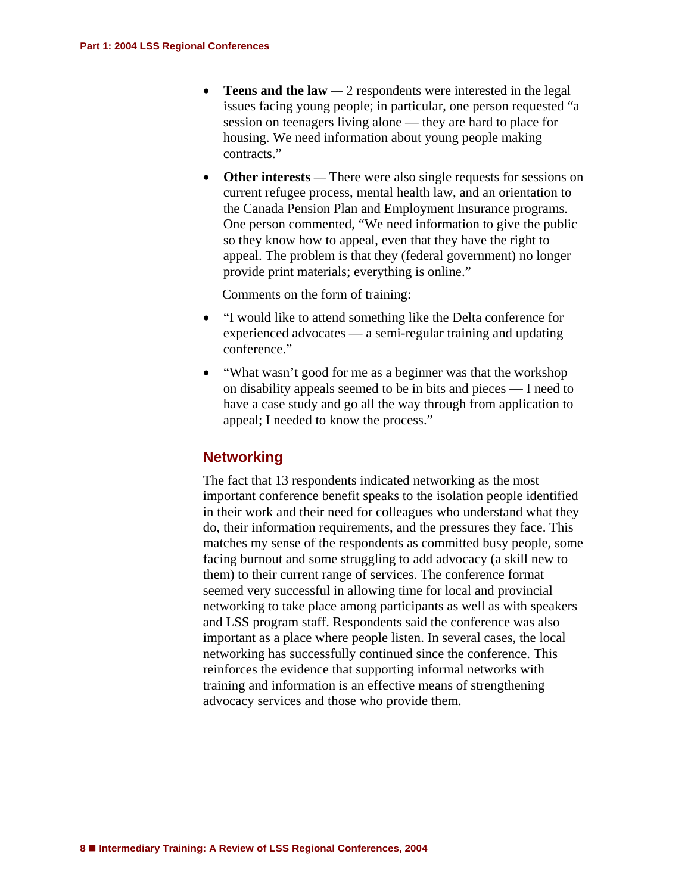- **Teens and the law** — 2 respondents were interested in the legal issues facing young people; in particular, one person requested "a session on teenagers living alone — they are hard to place for housing. We need information about young people making contracts."
- **Other interests** — There were also single requests for sessions on current refugee process, mental health law, and an orientation to the Canada Pension Plan and Employment Insurance programs. One person commented, "We need information to give the public so they know how to appeal, even that they have the right to appeal. The problem is that they (federal government) no longer provide print materials; everything is online."

Comments on the form of training:

- "I would like to attend something like the Delta conference for experienced advocates — a semi-regular training and updating conference."
- "What wasn't good for me as a beginner was that the workshop on disability appeals seemed to be in bits and pieces — I need to have a case study and go all the way through from application to appeal; I needed to know the process."

## Networking

The fact that 13 respondents indicated networking as the most important conference benefit speaks to the isolation people identified in their work and their need for colleagues who understand what they do, their information requirements, and the pressures they face. This matches my sense of the respondents as committed busy people, some facing burnout and some struggling to add advocacy (a skill new to them) to their current range of services. The conference format seemed very successful in allowing time for local and provincial networking to take place among participants as well as with speakers and LSS program staff. Respondents said the conference was also important as a place where people listen. In several cases, the local networking has successfully continued since the conference. This reinforces the evidence that supporting informal networks with training and information is an effective means of strengthening advocacy services and those who provide them.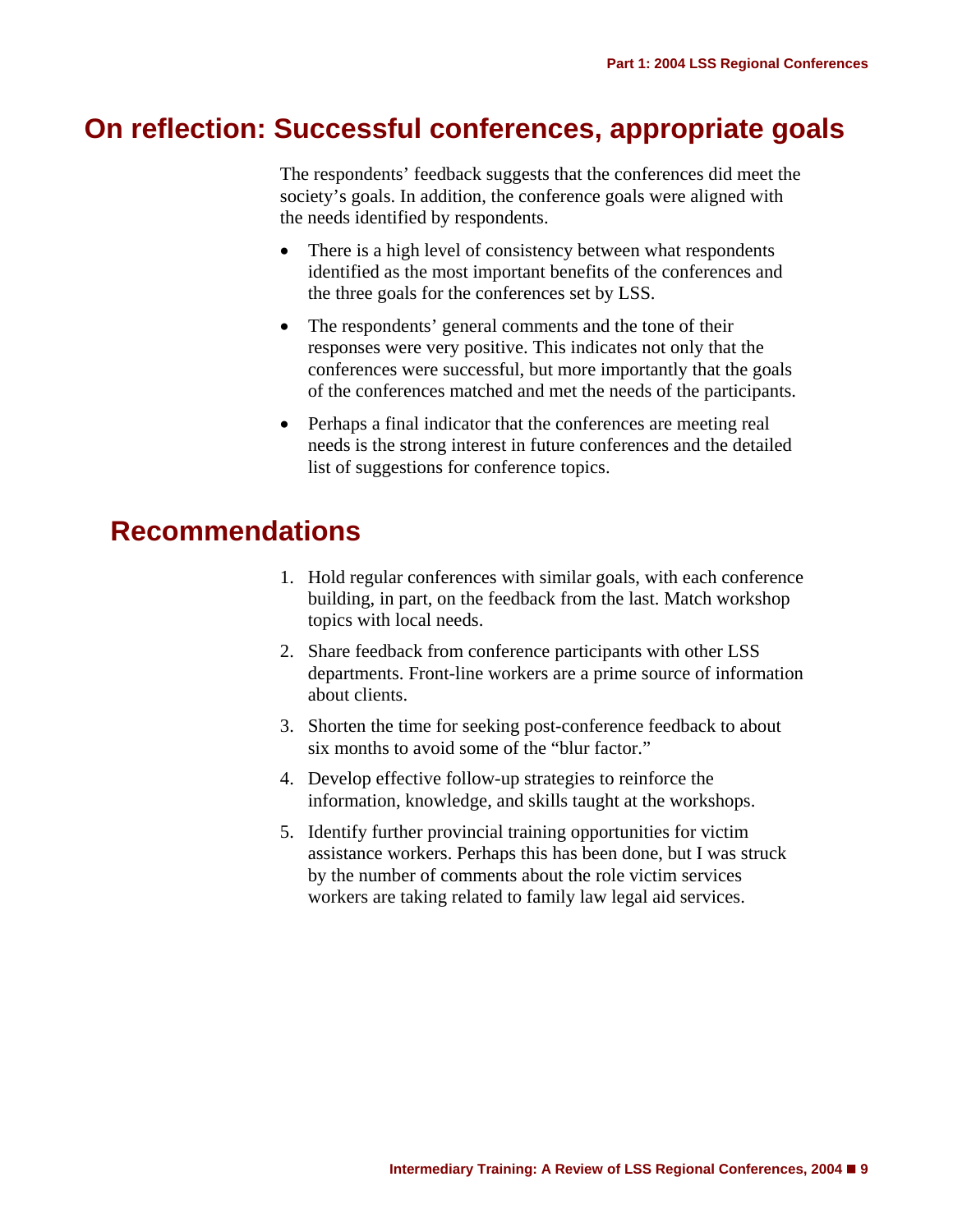## On reflection: Successful conferences, appropriate goals

The respondents' feedback suggests that the conferences did meet the society's goals. In addition, the conference goals were aligned with the needs identified by respondents.

- There is a high level of consistency between what respondents identified as the most important benefits of the conferences and the three goals for the conferences set by LSS.
- The respondents' general comments and the tone of their responses were very positive. This indicates not only that the conferences were successful, but more importantly that the goals of the conferences matched and met the needs of the participants.
- Perhaps a final indicator that the conferences are meeting real needs is the strong interest in future conferences and the detailed list of suggestions for conference topics.

## Recommendations

1. Hold regular conferences with similar goals, with each conference building, in part, on the feedback from the last. Match workshop topics with local needs.
2. Share feedback from conference participants with other LSS departments. Front-line workers are a prime source of information about clients.
3. Shorten the time for seeking post-conference feedback to about six months to avoid some of the "blur factor."
4. Develop effective follow-up strategies to reinforce the information, knowledge, and skills taught at the workshops.
5. Identify further provincial training opportunities for victim assistance workers. Perhaps this has been done, but I was struck by the number of comments about the role victim services workers are taking related to family law legal aid services.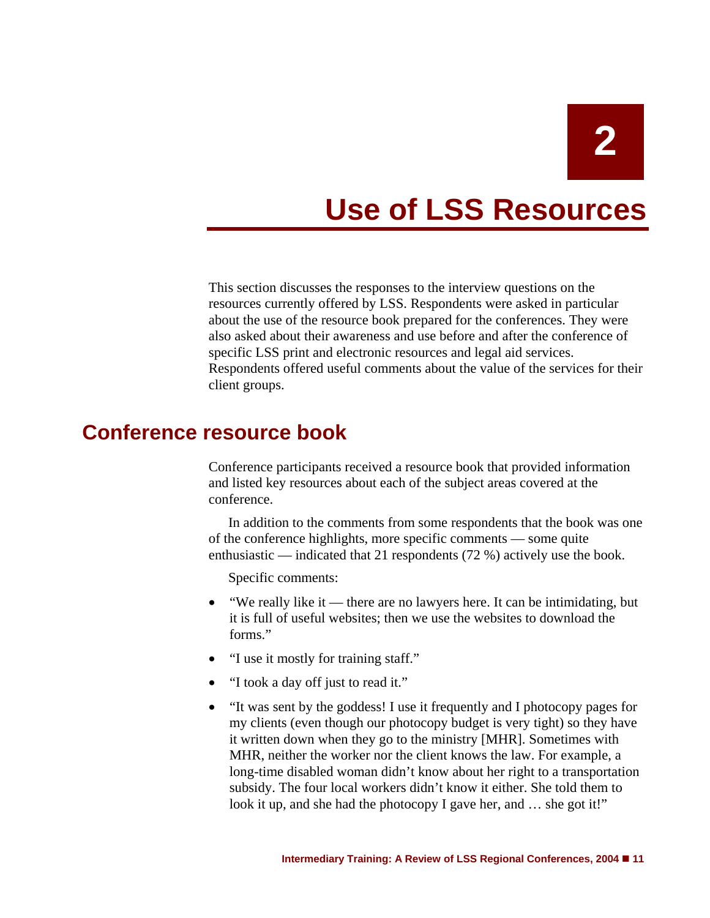# 2

# Use of LSS Resources

This section discusses the responses to the interview questions on the resources currently offered by LSS. Respondents were asked in particular about the use of the resource book prepared for the conferences. They were also asked about their awareness and use before and after the conference of specific LSS print and electronic resources and legal aid services. Respondents offered useful comments about the value of the services for their client groups.

## Conference resource book

Conference participants received a resource book that provided information and listed key resources about each of the subject areas covered at the conference.

In addition to the comments from some respondents that the book was one of the conference highlights, more specific comments — some quite enthusiastic — indicated that 21 respondents (72 %) actively use the book.

Specific comments:

- "We really like it — there are no lawyers here. It can be intimidating, but it is full of useful websites; then we use the websites to download the forms."
- "I use it mostly for training staff."
- "I took a day off just to read it."
- "It was sent by the goddess! I use it frequently and I photocopy pages for my clients (even though our photocopy budget is very tight) so they have it written down when they go to the ministry [MHR]. Sometimes with MHR, neither the worker nor the client knows the law. For example, a long-time disabled woman didn't know about her right to a transportation subsidy. The four local workers didn't know it either. She told them to look it up, and she had the photocopy I gave her, and … she got it!"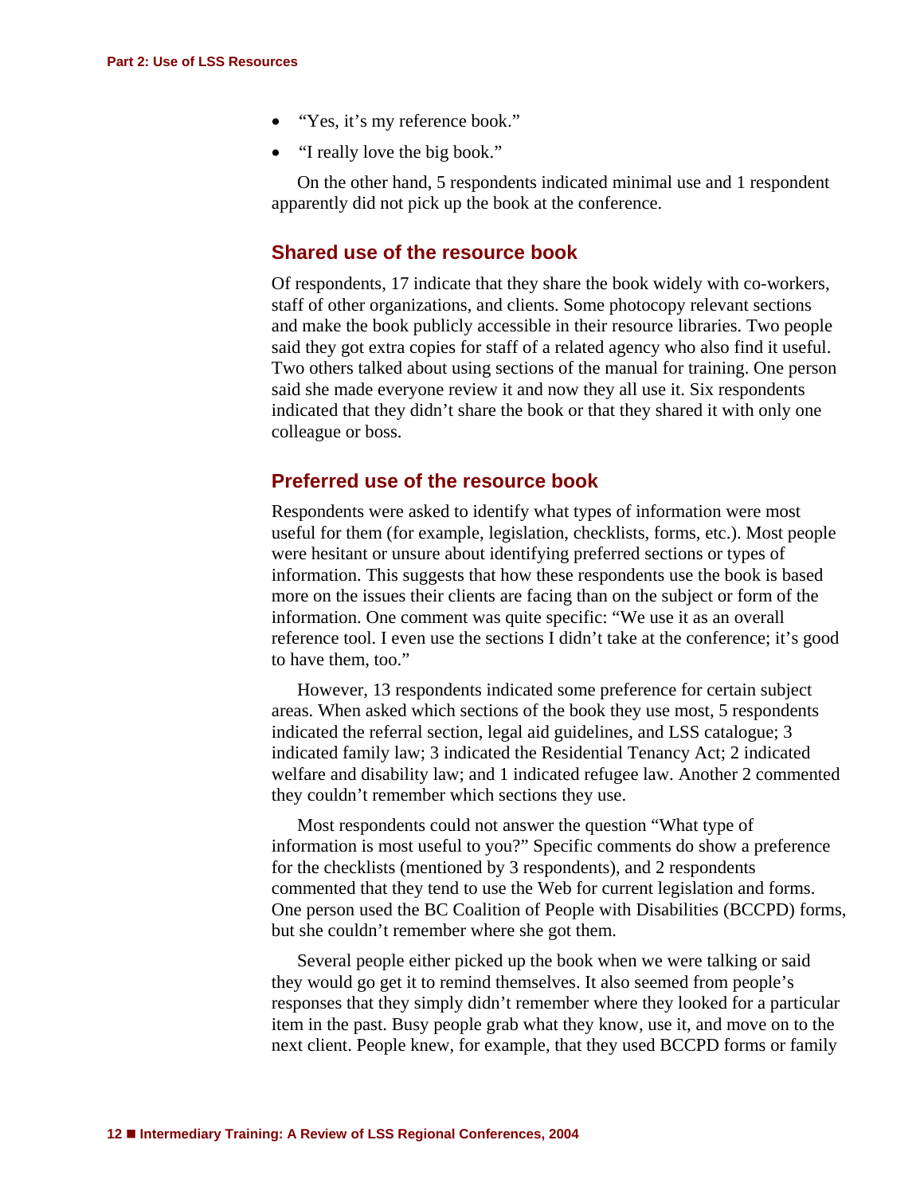- “Yes, it’s my reference book.”
- “I really love the big book.”

On the other hand, 5 respondents indicated minimal use and 1 respondent apparently did not pick up the book at the conference.

## Shared use of the resource book

Of respondents, 17 indicate that they share the book widely with co-workers, staff of other organizations, and clients. Some photocopy relevant sections and make the book publicly accessible in their resource libraries. Two people said they got extra copies for staff of a related agency who also find it useful. Two others talked about using sections of the manual for training. One person said she made everyone review it and now they all use it. Six respondents indicated that they didn’t share the book or that they shared it with only one colleague or boss.

## Preferred use of the resource book

Respondents were asked to identify what types of information were most useful for them (for example, legislation, checklists, forms, etc.). Most people were hesitant or unsure about identifying preferred sections or types of information. This suggests that how these respondents use the book is based more on the issues their clients are facing than on the subject or form of the information. One comment was quite specific: “We use it as an overall reference tool. I even use the sections I didn’t take at the conference; it’s good to have them, too.”

However, 13 respondents indicated some preference for certain subject areas. When asked which sections of the book they use most, 5 respondents indicated the referral section, legal aid guidelines, and LSS catalogue; 3 indicated family law; 3 indicated the Residential Tenancy Act; 2 indicated welfare and disability law; and 1 indicated refugee law. Another 2 commented they couldn’t remember which sections they use.

Most respondents could not answer the question “What type of information is most useful to you?” Specific comments do show a preference for the checklists (mentioned by 3 respondents), and 2 respondents commented that they tend to use the Web for current legislation and forms. One person used the BC Coalition of People with Disabilities (BCCPD) forms, but she couldn’t remember where she got them.

Several people either picked up the book when we were talking or said they would go get it to remind themselves. It also seemed from people’s responses that they simply didn’t remember where they looked for a particular item in the past. Busy people grab what they know, use it, and move on to the next client. People knew, for example, that they used BCCPD forms or family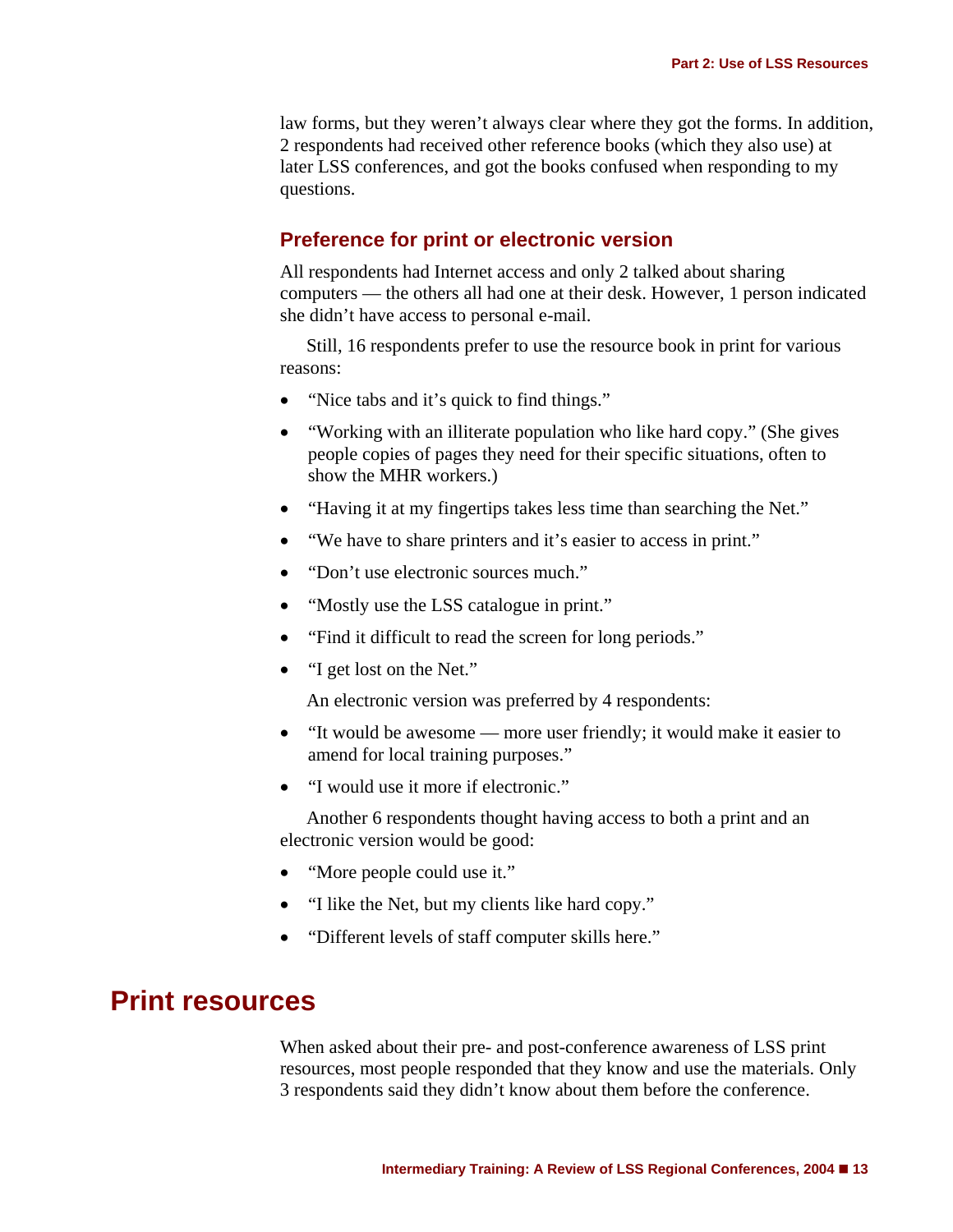law forms, but they weren't always clear where they got the forms. In addition, 2 respondents had received other reference books (which they also use) at later LSS conferences, and got the books confused when responding to my questions.

### Preference for print or electronic version

All respondents had Internet access and only 2 talked about sharing computers — the others all had one at their desk. However, 1 person indicated she didn't have access to personal e-mail.

Still, 16 respondents prefer to use the resource book in print for various reasons:

- "Nice tabs and it's quick to find things."
- "Working with an illiterate population who like hard copy." (She gives people copies of pages they need for their specific situations, often to show the MHR workers.)
- "Having it at my fingertips takes less time than searching the Net."
- "We have to share printers and it's easier to access in print."
- "Don't use electronic sources much."
- "Mostly use the LSS catalogue in print."
- "Find it difficult to read the screen for long periods."
- "I get lost on the Net."

An electronic version was preferred by 4 respondents:

- "It would be awesome — more user friendly; it would make it easier to amend for local training purposes."
- "I would use it more if electronic."

Another 6 respondents thought having access to both a print and an electronic version would be good:

- "More people could use it."
- "I like the Net, but my clients like hard copy."
- "Different levels of staff computer skills here."

## Print resources

When asked about their pre- and post-conference awareness of LSS print resources, most people responded that they know and use the materials. Only 3 respondents said they didn't know about them before the conference.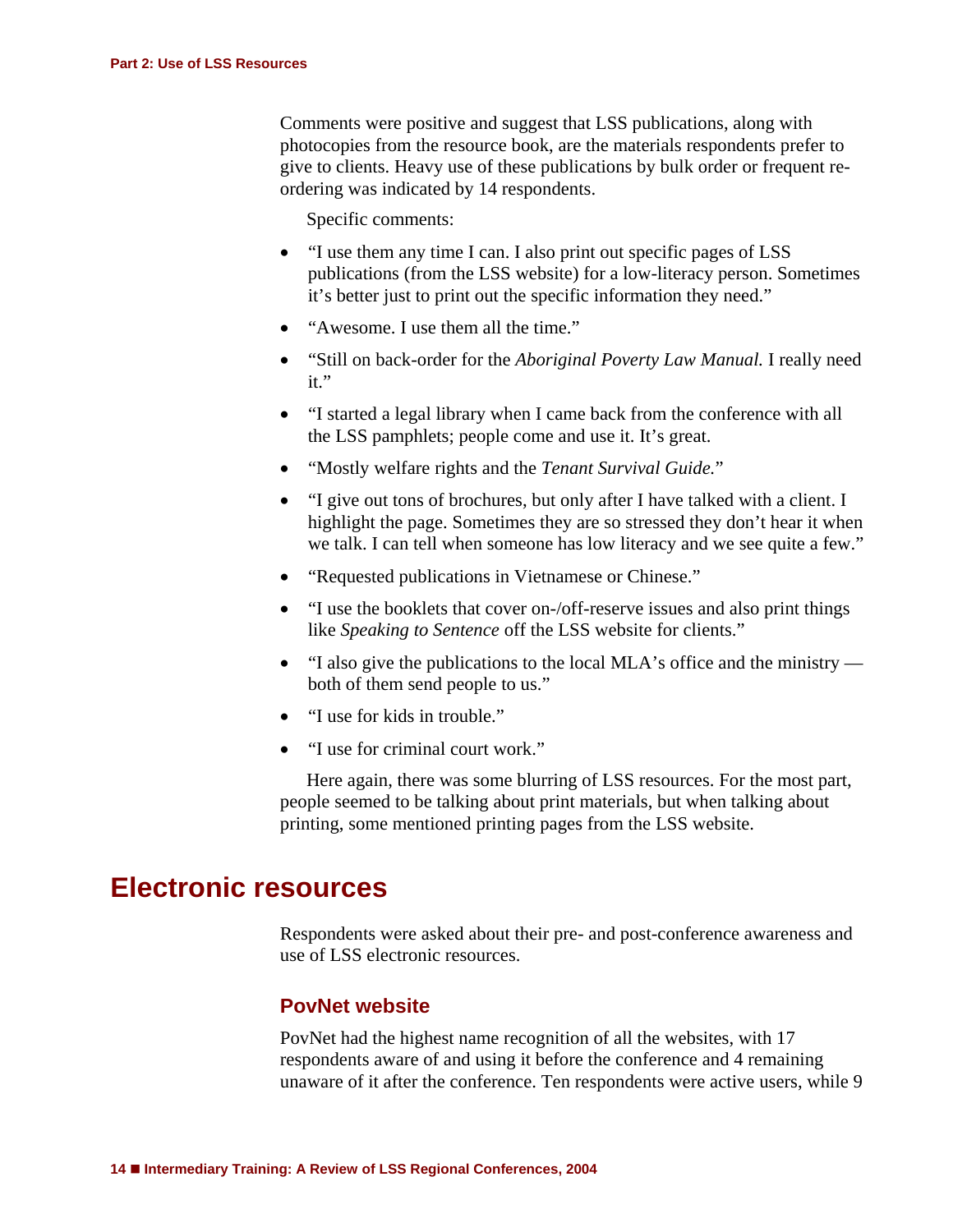Comments were positive and suggest that LSS publications, along with photocopies from the resource book, are the materials respondents prefer to give to clients. Heavy use of these publications by bulk order or frequent re-ordering was indicated by 14 respondents.

Specific comments:

- "I use them any time I can. I also print out specific pages of LSS publications (from the LSS website) for a low-literacy person. Sometimes it's better just to print out the specific information they need."
- "Awesome. I use them all the time."
- "Still on back-order for the *Aboriginal Poverty Law Manual.* I really need it."
- "I started a legal library when I came back from the conference with all the LSS pamphlets; people come and use it. It's great.
- "Mostly welfare rights and the *Tenant Survival Guide.*"
- "I give out tons of brochures, but only after I have talked with a client. I highlight the page. Sometimes they are so stressed they don't hear it when we talk. I can tell when someone has low literacy and we see quite a few."
- "Requested publications in Vietnamese or Chinese."
- "I use the booklets that cover on-/off-reserve issues and also print things like *Speaking to Sentence* off the LSS website for clients."
- "I also give the publications to the local MLA's office and the ministry — both of them send people to us."
- "I use for kids in trouble."
- "I use for criminal court work."

Here again, there was some blurring of LSS resources. For the most part, people seemed to be talking about print materials, but when talking about printing, some mentioned printing pages from the LSS website.

## Electronic resources

Respondents were asked about their pre- and post-conference awareness and use of LSS electronic resources.

### PovNet website

PovNet had the highest name recognition of all the websites, with 17 respondents aware of and using it before the conference and 4 remaining unaware of it after the conference. Ten respondents were active users, while 9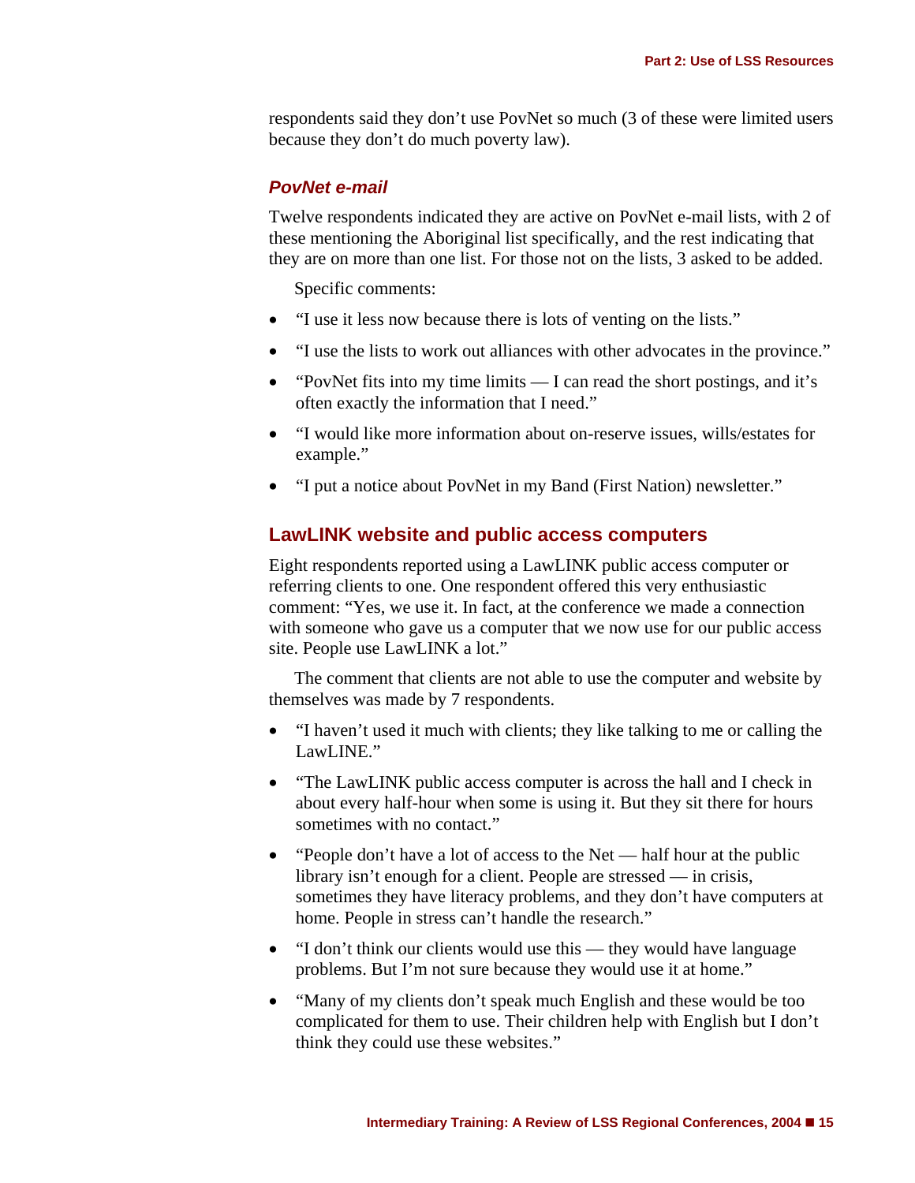respondents said they don’t use PovNet so much (3 of these were limited users because they don’t do much poverty law).

### *PovNet e-mail*

Twelve respondents indicated they are active on PovNet e-mail lists, with 2 of these mentioning the Aboriginal list specifically, and the rest indicating that they are on more than one list. For those not on the lists, 3 asked to be added.

Specific comments:

- “I use it less now because there is lots of venting on the lists.”
- “I use the lists to work out alliances with other advocates in the province.”
- “PovNet fits into my time limits — I can read the short postings, and it’s often exactly the information that I need.”
- “I would like more information about on-reserve issues, wills/estates for example.”
- “I put a notice about PovNet in my Band (First Nation) newsletter.”

## LawLINK website and public access computers

Eight respondents reported using a LawLINK public access computer or referring clients to one. One respondent offered this very enthusiastic comment: “Yes, we use it. In fact, at the conference we made a connection with someone who gave us a computer that we now use for our public access site. People use LawLINK a lot.”

The comment that clients are not able to use the computer and website by themselves was made by 7 respondents.

- “I haven’t used it much with clients; they like talking to me or calling the LawLINE.”
- “The LawLINK public access computer is across the hall and I check in about every half-hour when some is using it. But they sit there for hours sometimes with no contact.”
- “People don’t have a lot of access to the Net — half hour at the public library isn’t enough for a client. People are stressed — in crisis, sometimes they have literacy problems, and they don’t have computers at home. People in stress can’t handle the research.”
- “I don’t think our clients would use this — they would have language problems. But I’m not sure because they would use it at home.”
- “Many of my clients don’t speak much English and these would be too complicated for them to use. Their children help with English but I don’t think they could use these websites.”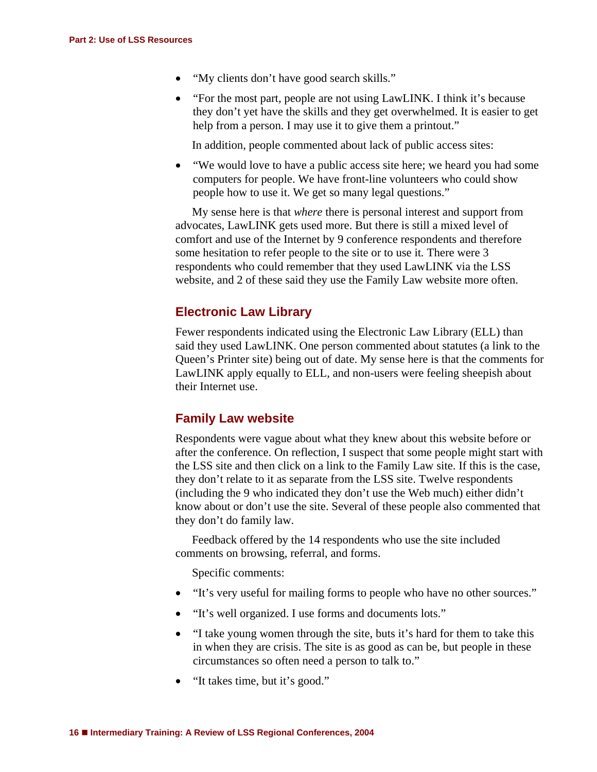- "My clients don't have good search skills."
- "For the most part, people are not using LawLINK. I think it's because they don't yet have the skills and they get overwhelmed. It is easier to get help from a person. I may use it to give them a printout."

In addition, people commented about lack of public access sites:

- "We would love to have a public access site here; we heard you had some computers for people. We have front-line volunteers who could show people how to use it. We get so many legal questions."

My sense here is that *where* there is personal interest and support from advocates, LawLINK gets used more. But there is still a mixed level of comfort and use of the Internet by 9 conference respondents and therefore some hesitation to refer people to the site or to use it. There were 3 respondents who could remember that they used LawLINK via the LSS website, and 2 of these said they use the Family Law website more often.

## Electronic Law Library

Fewer respondents indicated using the Electronic Law Library (ELL) than said they used LawLINK. One person commented about statutes (a link to the Queen's Printer site) being out of date. My sense here is that the comments for LawLINK apply equally to ELL, and non-users were feeling sheepish about their Internet use.

## Family Law website

Respondents were vague about what they knew about this website before or after the conference. On reflection, I suspect that some people might start with the LSS site and then click on a link to the Family Law site. If this is the case, they don't relate to it as separate from the LSS site. Twelve respondents (including the 9 who indicated they don't use the Web much) either didn't know about or don't use the site. Several of these people also commented that they don't do family law.

Feedback offered by the 14 respondents who use the site included comments on browsing, referral, and forms.

Specific comments:

- "It's very useful for mailing forms to people who have no other sources."
- "It's well organized. I use forms and documents lots."
- "I take young women through the site, buts it's hard for them to take this in when they are crisis. The site is as good as can be, but people in these circumstances so often need a person to talk to."
- "It takes time, but it's good."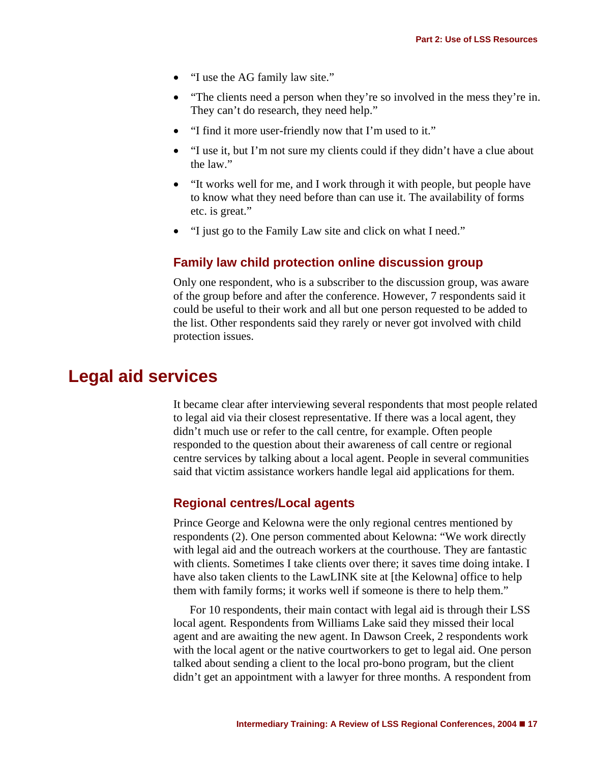- “I use the AG family law site.”
- “The clients need a person when they’re so involved in the mess they’re in. They can’t do research, they need help.”
- “I find it more user-friendly now that I’m used to it.”
- “I use it, but I’m not sure my clients could if they didn’t have a clue about the law.”
- “It works well for me, and I work through it with people, but people have to know what they need before than can use it. The availability of forms etc. is great.”
- “I just go to the Family Law site and click on what I need.”

### Family law child protection online discussion group

Only one respondent, who is a subscriber to the discussion group, was aware of the group before and after the conference. However, 7 respondents said it could be useful to their work and all but one person requested to be added to the list. Other respondents said they rarely or never got involved with child protection issues.

## Legal aid services

It became clear after interviewing several respondents that most people related to legal aid via their closest representative. If there was a local agent, they didn’t much use or refer to the call centre, for example. Often people responded to the question about their awareness of call centre or regional centre services by talking about a local agent. People in several communities said that victim assistance workers handle legal aid applications for them.

### Regional centres/Local agents

Prince George and Kelowna were the only regional centres mentioned by respondents (2). One person commented about Kelowna: “We work directly with legal aid and the outreach workers at the courthouse. They are fantastic with clients. Sometimes I take clients over there; it saves time doing intake. I have also taken clients to the LawLINK site at [the Kelowna] office to help them with family forms; it works well if someone is there to help them.”

For 10 respondents, their main contact with legal aid is through their LSS local agent. Respondents from Williams Lake said they missed their local agent and are awaiting the new agent. In Dawson Creek, 2 respondents work with the local agent or the native courtworkers to get to legal aid. One person talked about sending a client to the local pro-bono program, but the client didn’t get an appointment with a lawyer for three months. A respondent from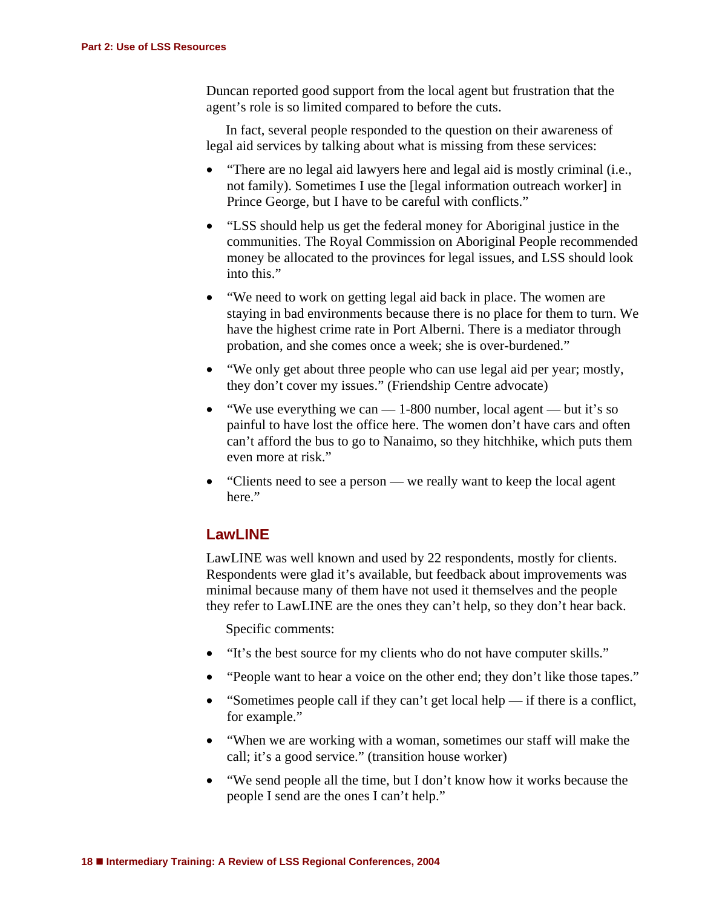Duncan reported good support from the local agent but frustration that the agent's role is so limited compared to before the cuts.

In fact, several people responded to the question on their awareness of legal aid services by talking about what is missing from these services:

- "There are no legal aid lawyers here and legal aid is mostly criminal (i.e., not family). Sometimes I use the [legal information outreach worker] in Prince George, but I have to be careful with conflicts."
- "LSS should help us get the federal money for Aboriginal justice in the communities. The Royal Commission on Aboriginal People recommended money be allocated to the provinces for legal issues, and LSS should look into this."
- "We need to work on getting legal aid back in place. The women are staying in bad environments because there is no place for them to turn. We have the highest crime rate in Port Alberni. There is a mediator through probation, and she comes once a week; she is over-burdened."
- "We only get about three people who can use legal aid per year; mostly, they don't cover my issues." (Friendship Centre advocate)
- "We use everything we can — 1-800 number, local agent — but it's so painful to have lost the office here. The women don't have cars and often can't afford the bus to go to Nanaimo, so they hitchhike, which puts them even more at risk."
- "Clients need to see a person — we really want to keep the local agent here."

## LawLINE

LawLINE was well known and used by 22 respondents, mostly for clients. Respondents were glad it's available, but feedback about improvements was minimal because many of them have not used it themselves and the people they refer to LawLINE are the ones they can't help, so they don't hear back.

Specific comments:

- "It's the best source for my clients who do not have computer skills."
- "People want to hear a voice on the other end; they don't like those tapes."
- "Sometimes people call if they can't get local help — if there is a conflict, for example."
- "When we are working with a woman, sometimes our staff will make the call; it's a good service." (transition house worker)
- "We send people all the time, but I don't know how it works because the people I send are the ones I can't help."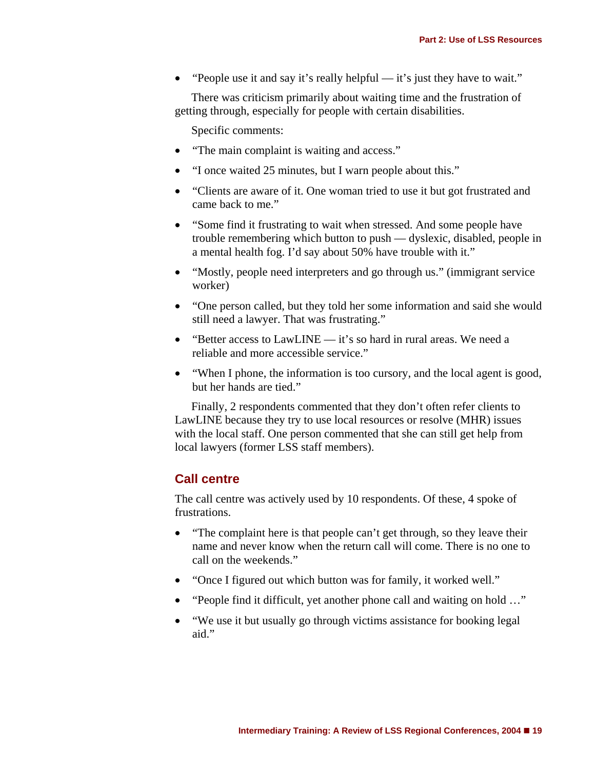- "People use it and say it's really helpful — it's just they have to wait."

There was criticism primarily about waiting time and the frustration of getting through, especially for people with certain disabilities.

Specific comments:

- "The main complaint is waiting and access."
- "I once waited 25 minutes, but I warn people about this."
- "Clients are aware of it. One woman tried to use it but got frustrated and came back to me."
- "Some find it frustrating to wait when stressed. And some people have trouble remembering which button to push — dyslexic, disabled, people in a mental health fog. I'd say about 50% have trouble with it."
- "Mostly, people need interpreters and go through us." (immigrant service worker)
- "One person called, but they told her some information and said she would still need a lawyer. That was frustrating."
- "Better access to LawLINE — it's so hard in rural areas. We need a reliable and more accessible service."
- "When I phone, the information is too cursory, and the local agent is good, but her hands are tied."

Finally, 2 respondents commented that they don't often refer clients to LawLINE because they try to use local resources or resolve (MHR) issues with the local staff. One person commented that she can still get help from local lawyers (former LSS staff members).

### Call centre

The call centre was actively used by 10 respondents. Of these, 4 spoke of frustrations.

- "The complaint here is that people can't get through, so they leave their name and never know when the return call will come. There is no one to call on the weekends."
- "Once I figured out which button was for family, it worked well."
- "People find it difficult, yet another phone call and waiting on hold …"
- "We use it but usually go through victims assistance for booking legal aid."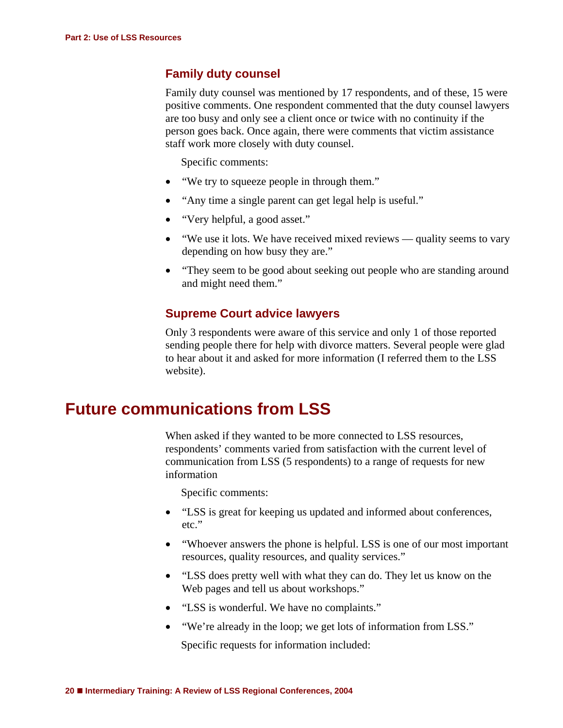### Family duty counsel

Family duty counsel was mentioned by 17 respondents, and of these, 15 were positive comments. One respondent commented that the duty counsel lawyers are too busy and only see a client once or twice with no continuity if the person goes back. Once again, there were comments that victim assistance staff work more closely with duty counsel.

Specific comments:

- "We try to squeeze people in through them."
- "Any time a single parent can get legal help is useful."
- "Very helpful, a good asset."
- "We use it lots. We have received mixed reviews — quality seems to vary depending on how busy they are."
- "They seem to be good about seeking out people who are standing around and might need them."

### Supreme Court advice lawyers

Only 3 respondents were aware of this service and only 1 of those reported sending people there for help with divorce matters. Several people were glad to hear about it and asked for more information (I referred them to the LSS website).

## Future communications from LSS

When asked if they wanted to be more connected to LSS resources, respondents' comments varied from satisfaction with the current level of communication from LSS (5 respondents) to a range of requests for new information

Specific comments:

- "LSS is great for keeping us updated and informed about conferences, etc."
- "Whoever answers the phone is helpful. LSS is one of our most important resources, quality resources, and quality services."
- "LSS does pretty well with what they can do. They let us know on the Web pages and tell us about workshops."
- "LSS is wonderful. We have no complaints."
- "We're already in the loop; we get lots of information from LSS."

Specific requests for information included: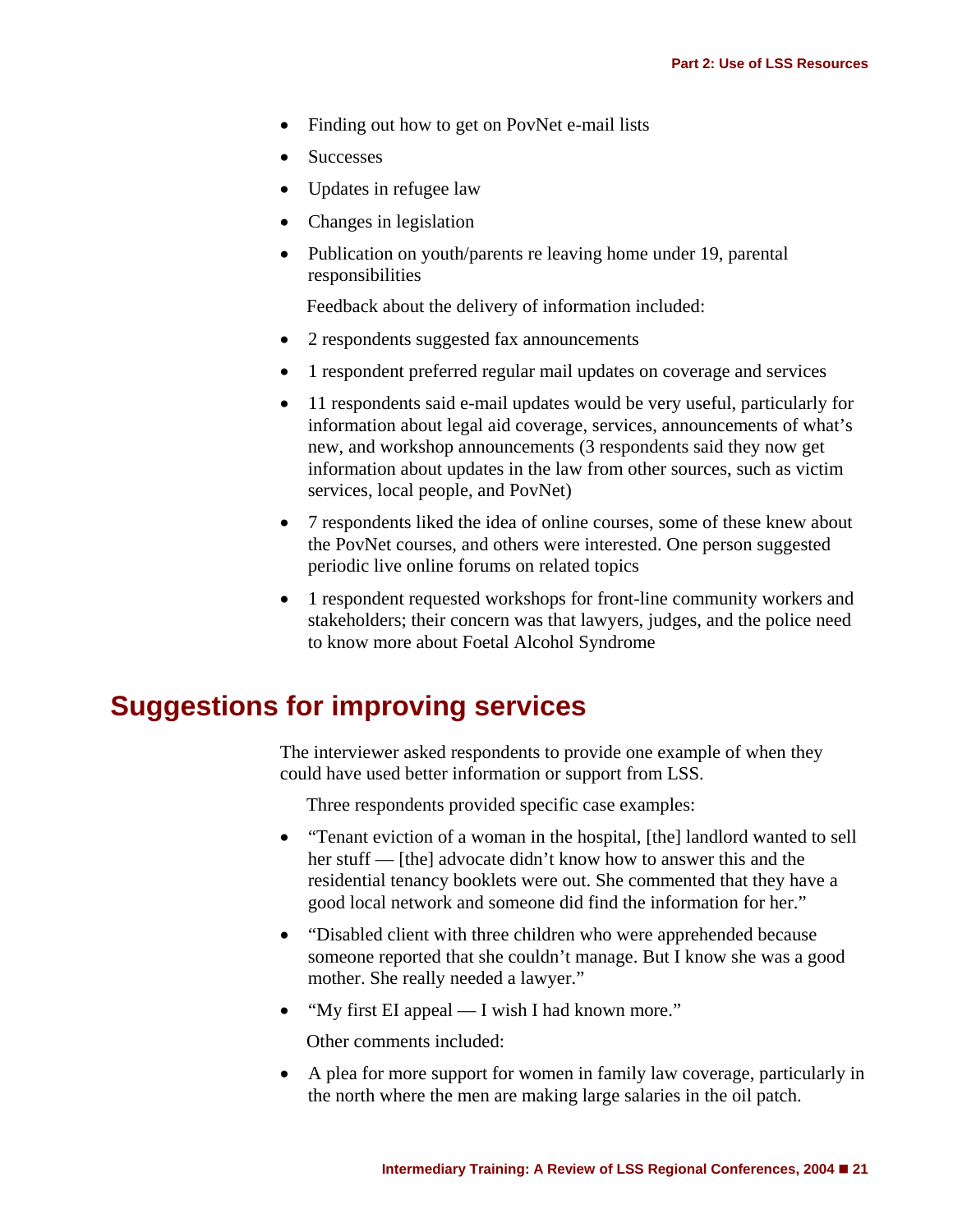- Finding out how to get on PovNet e-mail lists
- Successes
- Updates in refugee law
- Changes in legislation
- Publication on youth/parents re leaving home under 19, parental responsibilities

Feedback about the delivery of information included:

- 2 respondents suggested fax announcements
- 1 respondent preferred regular mail updates on coverage and services
- 11 respondents said e-mail updates would be very useful, particularly for information about legal aid coverage, services, announcements of what's new, and workshop announcements (3 respondents said they now get information about updates in the law from other sources, such as victim services, local people, and PovNet)
- 7 respondents liked the idea of online courses, some of these knew about the PovNet courses, and others were interested. One person suggested periodic live online forums on related topics
- 1 respondent requested workshops for front-line community workers and stakeholders; their concern was that lawyers, judges, and the police need to know more about Foetal Alcohol Syndrome

## Suggestions for improving services

The interviewer asked respondents to provide one example of when they could have used better information or support from LSS.

Three respondents provided specific case examples:

- "Tenant eviction of a woman in the hospital, [the] landlord wanted to sell her stuff — [the] advocate didn't know how to answer this and the residential tenancy booklets were out. She commented that they have a good local network and someone did find the information for her."
- "Disabled client with three children who were apprehended because someone reported that she couldn't manage. But I know she was a good mother. She really needed a lawyer."
- "My first EI appeal — I wish I had known more."

Other comments included:

- A plea for more support for women in family law coverage, particularly in the north where the men are making large salaries in the oil patch.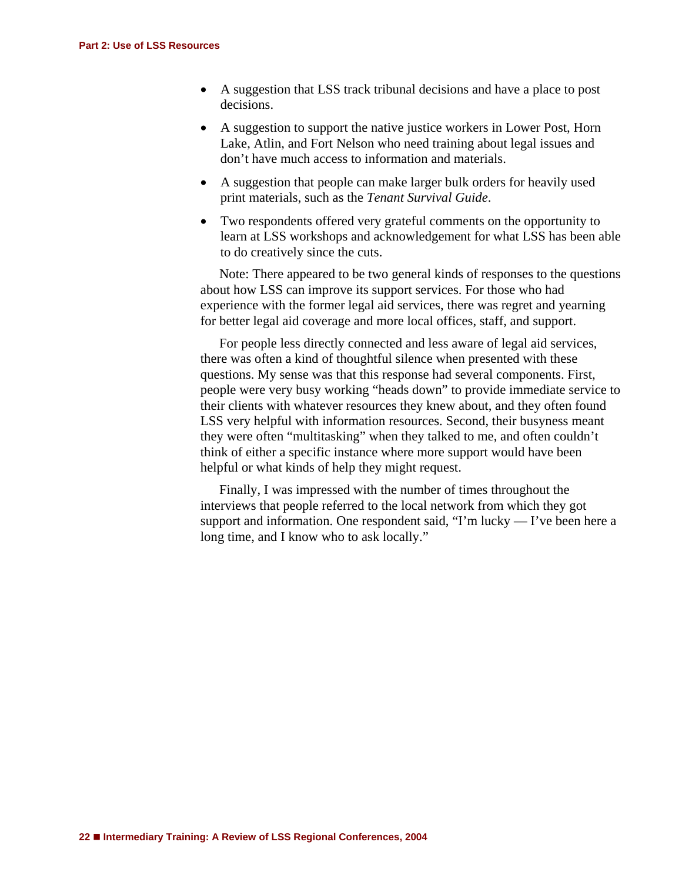- A suggestion that LSS track tribunal decisions and have a place to post decisions.
- A suggestion to support the native justice workers in Lower Post, Horn Lake, Atlin, and Fort Nelson who need training about legal issues and don't have much access to information and materials.
- A suggestion that people can make larger bulk orders for heavily used print materials, such as the *Tenant Survival Guide*.
- Two respondents offered very grateful comments on the opportunity to learn at LSS workshops and acknowledgement for what LSS has been able to do creatively since the cuts.

Note: There appeared to be two general kinds of responses to the questions about how LSS can improve its support services. For those who had experience with the former legal aid services, there was regret and yearning for better legal aid coverage and more local offices, staff, and support.

For people less directly connected and less aware of legal aid services, there was often a kind of thoughtful silence when presented with these questions. My sense was that this response had several components. First, people were very busy working "heads down" to provide immediate service to their clients with whatever resources they knew about, and they often found LSS very helpful with information resources. Second, their busyness meant they were often "multitasking" when they talked to me, and often couldn't think of either a specific instance where more support would have been helpful or what kinds of help they might request.

Finally, I was impressed with the number of times throughout the interviews that people referred to the local network from which they got support and information. One respondent said, "I'm lucky — I've been here a long time, and I know who to ask locally."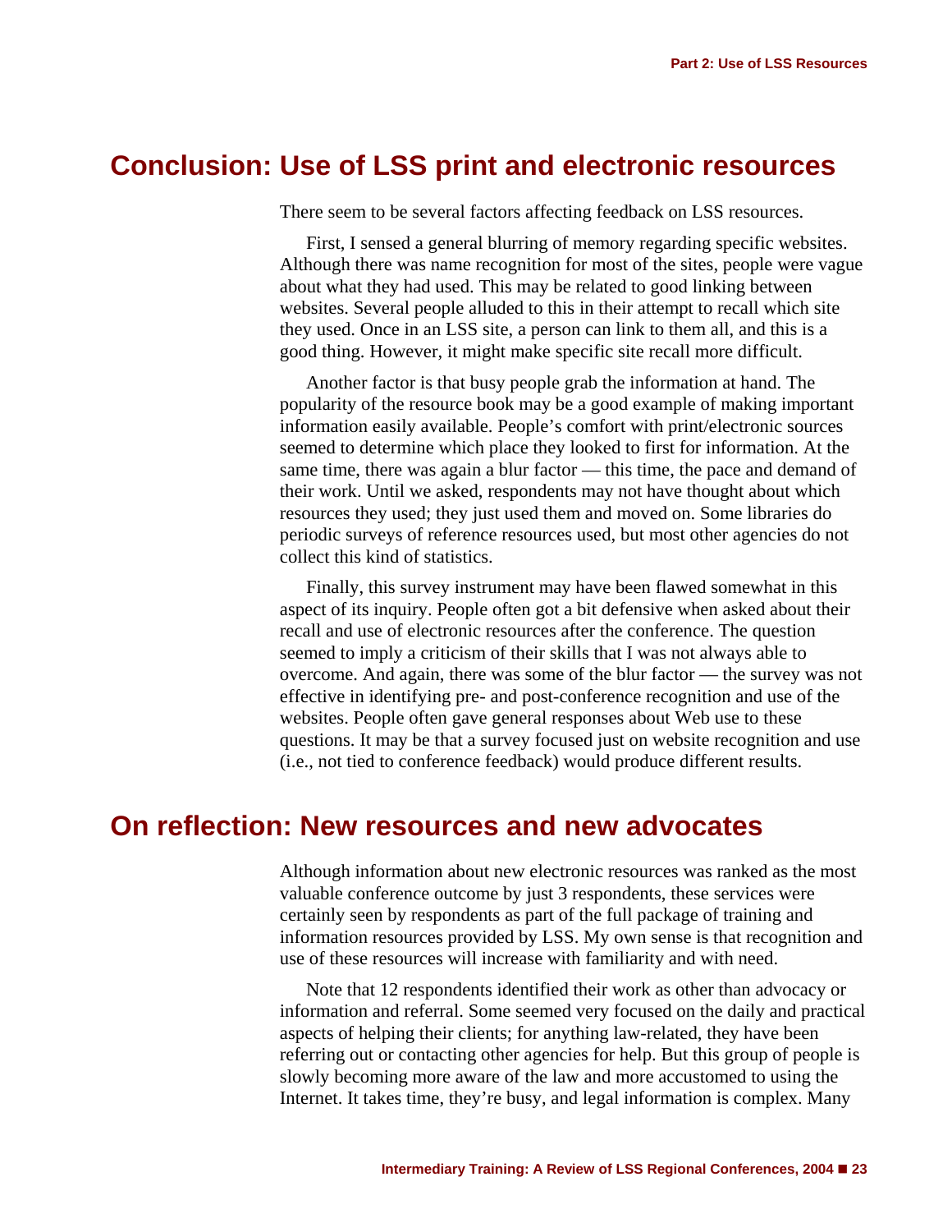## Conclusion: Use of LSS print and electronic resources

There seem to be several factors affecting feedback on LSS resources.

First, I sensed a general blurring of memory regarding specific websites. Although there was name recognition for most of the sites, people were vague about what they had used. This may be related to good linking between websites. Several people alluded to this in their attempt to recall which site they used. Once in an LSS site, a person can link to them all, and this is a good thing. However, it might make specific site recall more difficult.

Another factor is that busy people grab the information at hand. The popularity of the resource book may be a good example of making important information easily available. People's comfort with print/electronic sources seemed to determine which place they looked to first for information. At the same time, there was again a blur factor — this time, the pace and demand of their work. Until we asked, respondents may not have thought about which resources they used; they just used them and moved on. Some libraries do periodic surveys of reference resources used, but most other agencies do not collect this kind of statistics.

Finally, this survey instrument may have been flawed somewhat in this aspect of its inquiry. People often got a bit defensive when asked about their recall and use of electronic resources after the conference. The question seemed to imply a criticism of their skills that I was not always able to overcome. And again, there was some of the blur factor — the survey was not effective in identifying pre- and post-conference recognition and use of the websites. People often gave general responses about Web use to these questions. It may be that a survey focused just on website recognition and use (i.e., not tied to conference feedback) would produce different results.

## On reflection: New resources and new advocates

Although information about new electronic resources was ranked as the most valuable conference outcome by just 3 respondents, these services were certainly seen by respondents as part of the full package of training and information resources provided by LSS. My own sense is that recognition and use of these resources will increase with familiarity and with need.

Note that 12 respondents identified their work as other than advocacy or information and referral. Some seemed very focused on the daily and practical aspects of helping their clients; for anything law-related, they have been referring out or contacting other agencies for help. But this group of people is slowly becoming more aware of the law and more accustomed to using the Internet. It takes time, they're busy, and legal information is complex. Many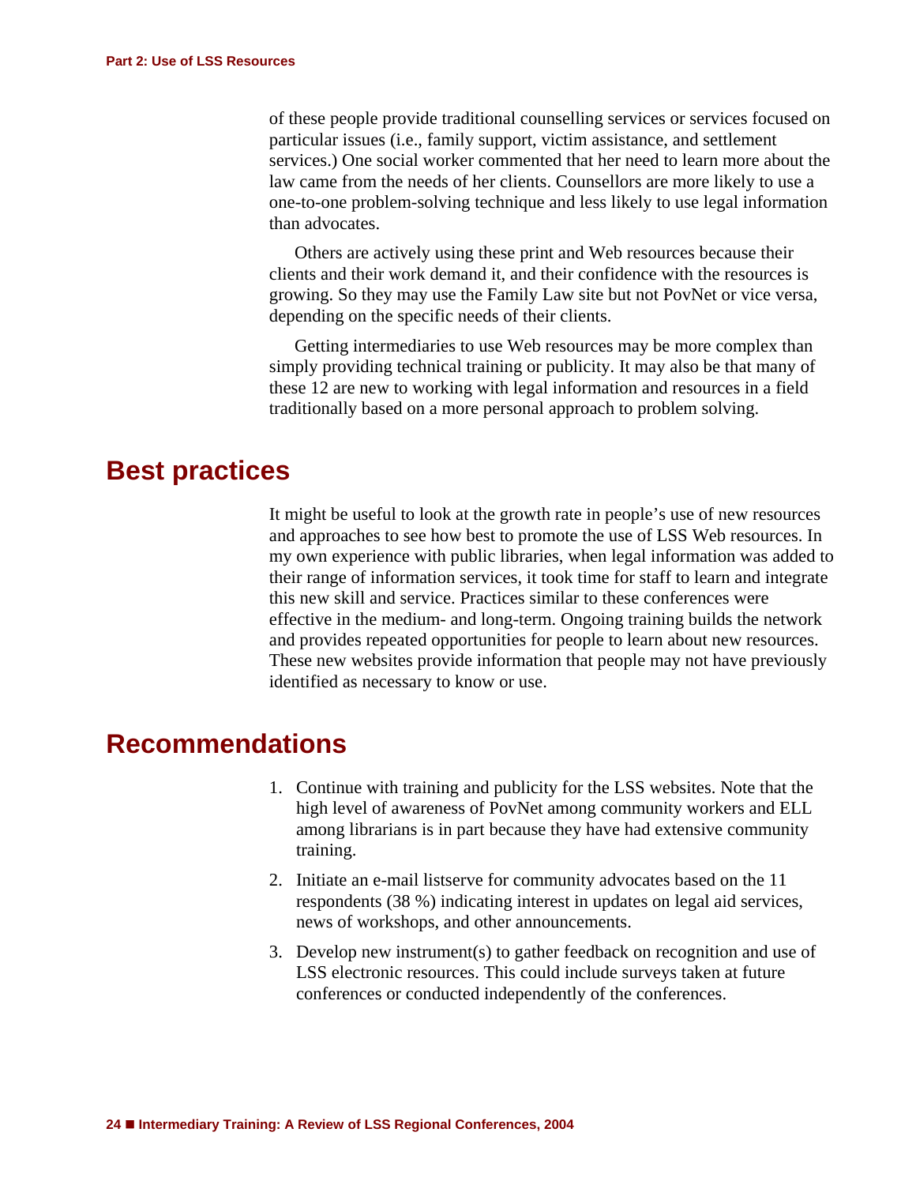of these people provide traditional counselling services or services focused on particular issues (i.e., family support, victim assistance, and settlement services.) One social worker commented that her need to learn more about the law came from the needs of her clients. Counsellors are more likely to use a one-to-one problem-solving technique and less likely to use legal information than advocates.

Others are actively using these print and Web resources because their clients and their work demand it, and their confidence with the resources is growing. So they may use the Family Law site but not PovNet or vice versa, depending on the specific needs of their clients.

Getting intermediaries to use Web resources may be more complex than simply providing technical training or publicity. It may also be that many of these 12 are new to working with legal information and resources in a field traditionally based on a more personal approach to problem solving.

## Best practices

It might be useful to look at the growth rate in people's use of new resources and approaches to see how best to promote the use of LSS Web resources. In my own experience with public libraries, when legal information was added to their range of information services, it took time for staff to learn and integrate this new skill and service. Practices similar to these conferences were effective in the medium- and long-term. Ongoing training builds the network and provides repeated opportunities for people to learn about new resources. These new websites provide information that people may not have previously identified as necessary to know or use.

## Recommendations

1. Continue with training and publicity for the LSS websites. Note that the high level of awareness of PovNet among community workers and ELL among librarians is in part because they have had extensive community training.
2. Initiate an e-mail listserve for community advocates based on the 11 respondents (38 %) indicating interest in updates on legal aid services, news of workshops, and other announcements.
3. Develop new instrument(s) to gather feedback on recognition and use of LSS electronic resources. This could include surveys taken at future conferences or conducted independently of the conferences.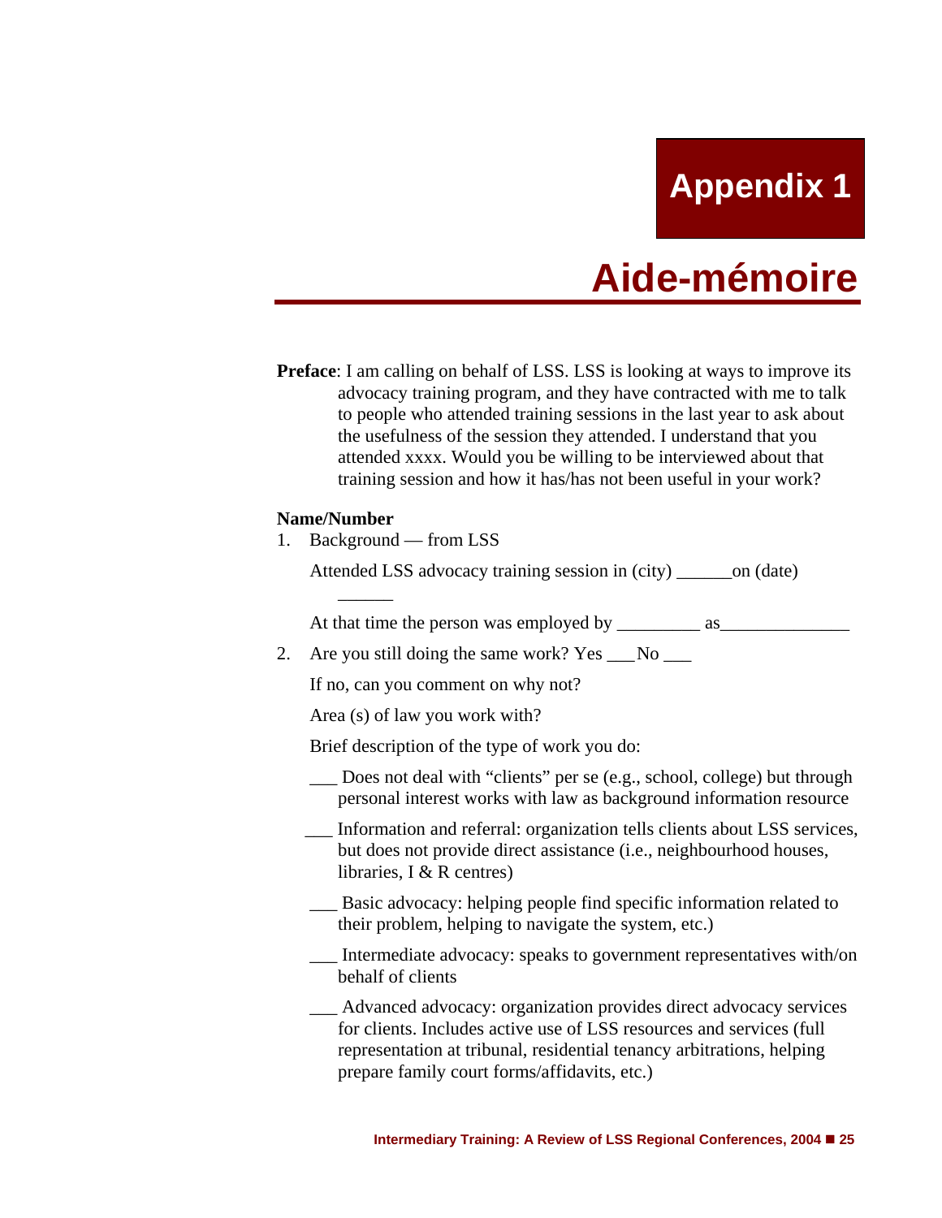# Appendix 1

# Aide-mémoire

**Preface**: I am calling on behalf of LSS. LSS is looking at ways to improve its advocacy training program, and they have contracted with me to talk to people who attended training sessions in the last year to ask about the usefulness of the session they attended. I understand that you attended xxxx. Would you be willing to be interviewed about that training session and how it has/has not been useful in your work?

**Name/Number**

1. Background — from LSS

   Attended LSS advocacy training session in (city) ______on (date) ______

   At that time the person was employed by _________ as______________

2. Are you still doing the same work? Yes ___No ___

   If no, can you comment on why not?

   Area (s) of law you work with?

   Brief description of the type of work you do:

   ___ Does not deal with "clients" per se (e.g., school, college) but through personal interest works with law as background information resource

   ___ Information and referral: organization tells clients about LSS services, but does not provide direct assistance (i.e., neighbourhood houses, libraries, I & R centres)

   ___ Basic advocacy: helping people find specific information related to their problem, helping to navigate the system, etc.)

   ___ Intermediate advocacy: speaks to government representatives with/on behalf of clients

   ___ Advanced advocacy: organization provides direct advocacy services for clients. Includes active use of LSS resources and services (full representation at tribunal, residential tenancy arbitrations, helping prepare family court forms/affidavits, etc.)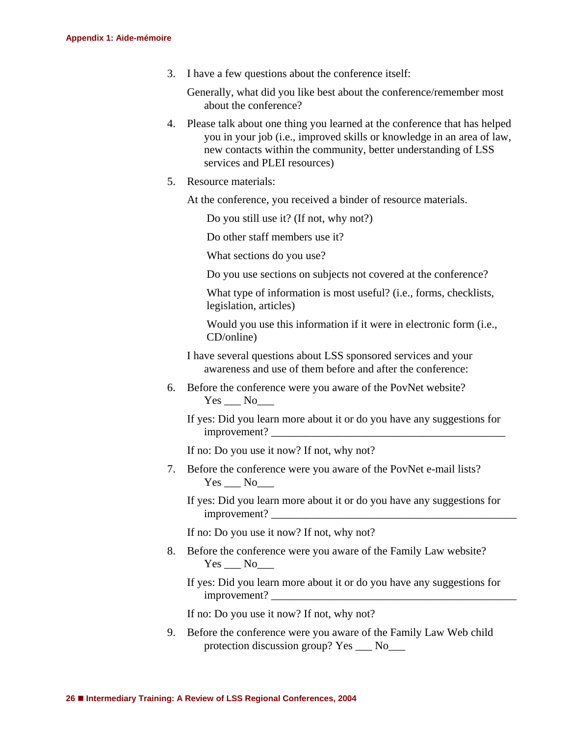3. I have a few questions about the conference itself:

   Generally, what did you like best about the conference/remember most about the conference?

4. Please talk about one thing you learned at the conference that has helped you in your job (i.e., improved skills or knowledge in an area of law, new contacts within the community, better understanding of LSS services and PLEI resources)

5. Resource materials:

   At the conference, you received a binder of resource materials.

   Do you still use it? (If not, why not?)

   Do other staff members use it?

   What sections do you use?

   Do you use sections on subjects not covered at the conference?

   What type of information is most useful? (i.e., forms, checklists, legislation, articles)

   Would you use this information if it were in electronic form (i.e., CD/online)

   I have several questions about LSS sponsored services and your awareness and use of them before and after the conference:

6. Before the conference were you aware of the PovNet website? Yes ___ No___

   If yes: Did you learn more about it or do you have any suggestions for improvement? ___________________________________________

   If no: Do you use it now? If not, why not?

7. Before the conference were you aware of the PovNet e-mail lists? Yes ___ No___

   If yes: Did you learn more about it or do you have any suggestions for improvement? _____________________________________________

   If no: Do you use it now? If not, why not?

8. Before the conference were you aware of the Family Law website? Yes ___ No___

   If yes: Did you learn more about it or do you have any suggestions for improvement? _____________________________________________

   If no: Do you use it now? If not, why not?

9. Before the conference were you aware of the Family Law Web child protection discussion group? Yes ___ No___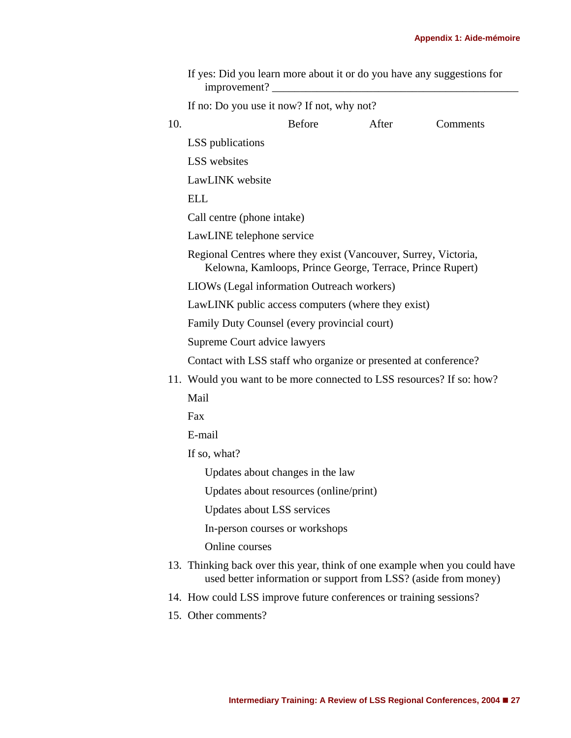If yes: Did you learn more about it or do you have any suggestions for improvement? _______________________________________________

If no: Do you use it now? If not, why not?

10.

| | Before | After | Comments |
|---|---|---|---|
| LSS publications | | | |
| LSS websites | | | |
| LawLINK website | | | |
| ELL | | | |
| Call centre (phone intake) | | | |
| LawLINE telephone service | | | |
| Regional Centres where they exist (Vancouver, Surrey, Victoria, Kelowna, Kamloops, Prince George, Terrace, Prince Rupert) | | | |
| LIOWs (Legal information Outreach workers) | | | |
| LawLINK public access computers (where they exist) | | | |
| Family Duty Counsel (every provincial court) | | | |
| Supreme Court advice lawyers | | | |
| Contact with LSS staff who organize or presented at conference? | | | |

11. Would you want to be more connected to LSS resources? If so: how?

    Mail

    Fax

    E-mail

    If so, what?

    - Updates about changes in the law
    - Updates about resources (online/print)
    - Updates about LSS services
    - In-person courses or workshops
    - Online courses

13. Thinking back over this year, think of one example when you could have used better information or support from LSS? (aside from money)

14. How could LSS improve future conferences or training sessions?

15. Other comments?